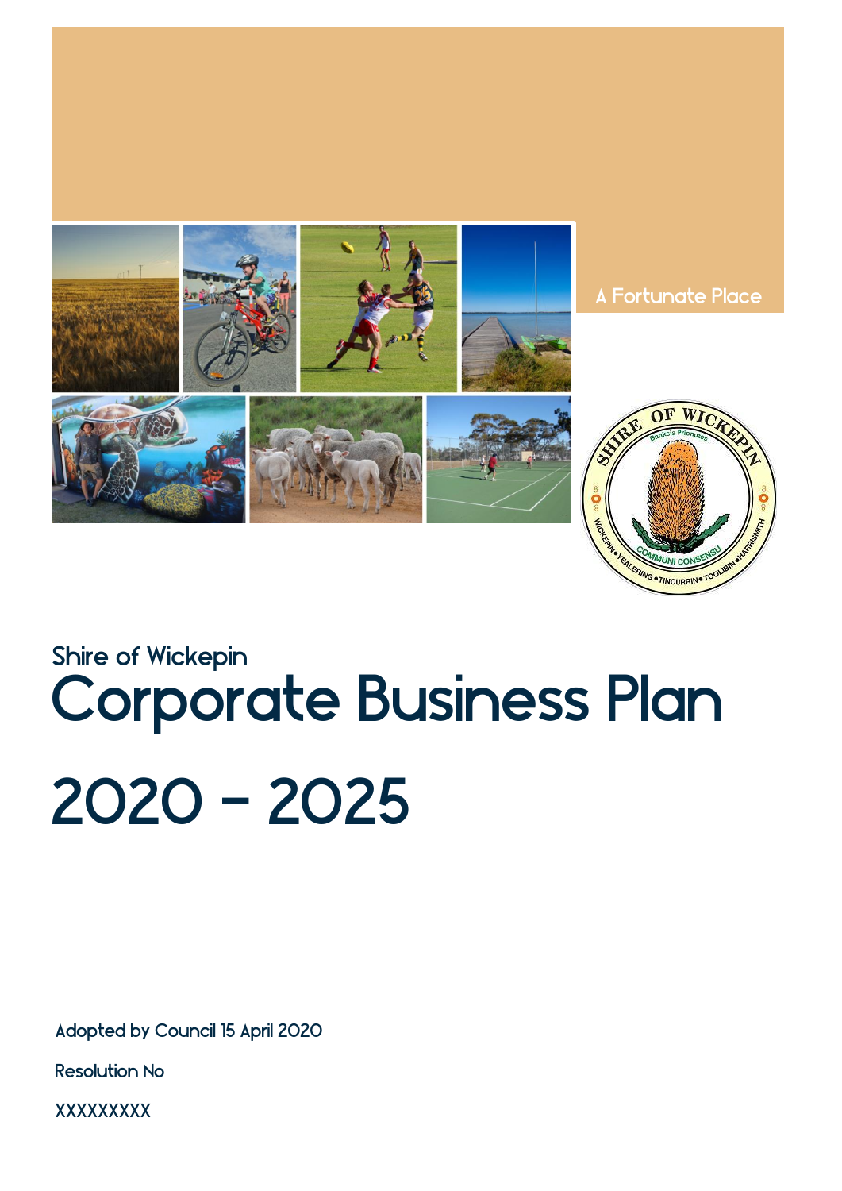A Fortunate Place

Shire of Wickepin

# Corporate Business Plan

# 2020 - 2025

Adopted by Council 15 April 2020

Resolution No

XXXXXXXXX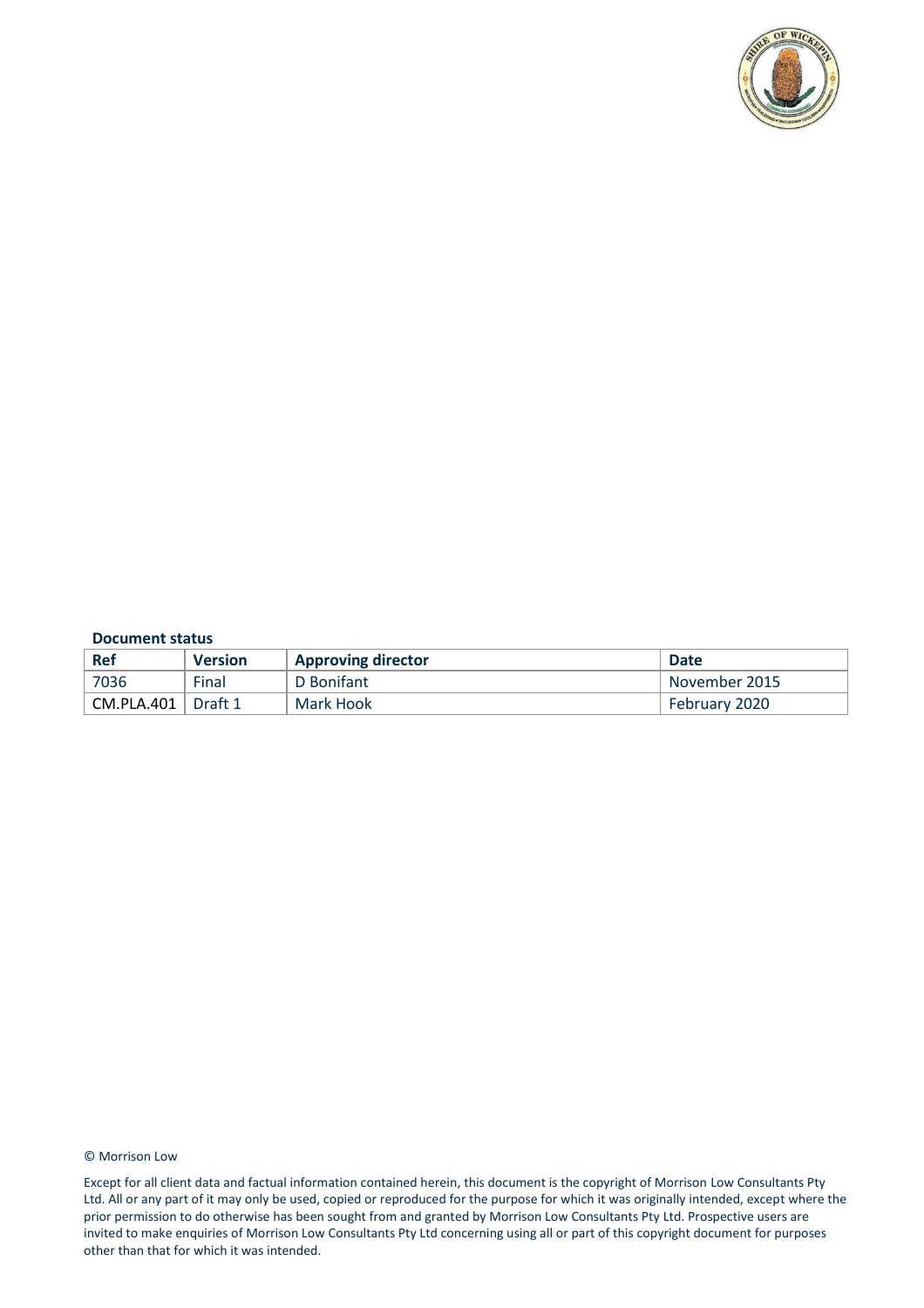**Document status**

| Ref | Version | Approving director | Date |
|---|---|---|---|
| 7036 | Final | D Bonifant | November 2015 |
| CM.PLA.401 | Draft 1 | Mark Hook | February 2020 |

© Morrison Low

Except for all client data and factual information contained herein, this document is the copyright of Morrison Low Consultants Pty Ltd. All or any part of it may only be used, copied or reproduced for the purpose for which it was originally intended, except where the prior permission to do otherwise has been sought from and granted by Morrison Low Consultants Pty Ltd. Prospective users are invited to make enquiries of Morrison Low Consultants Pty Ltd concerning using all or part of this copyright document for purposes other than that for which it was intended.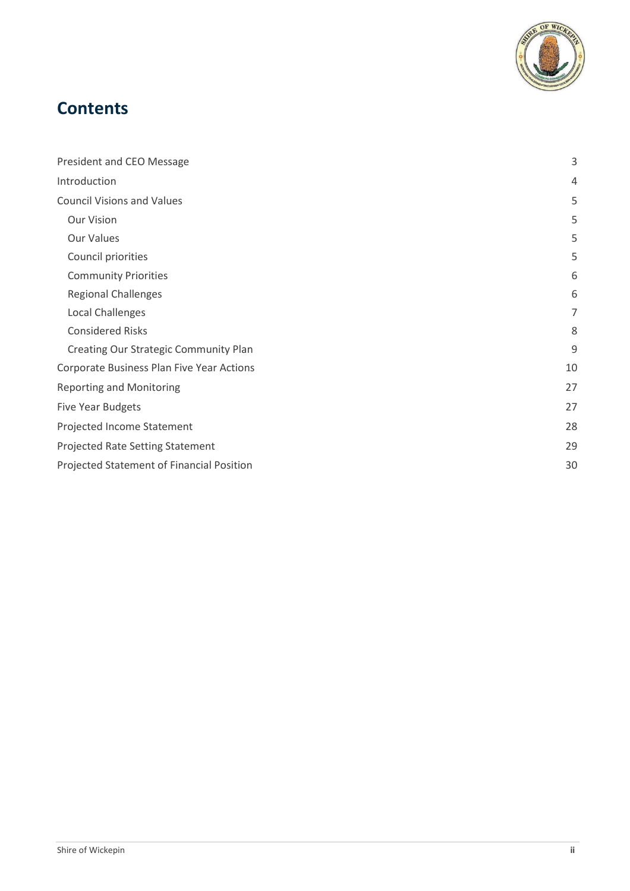# Contents

| | |
|---|---|
| President and CEO Message | 3 |
| Introduction | 4 |
| Council Visions and Values | 5 |
| Our Vision | 5 |
| Our Values | 5 |
| Council priorities | 5 |
| Community Priorities | 6 |
| Regional Challenges | 6 |
| Local Challenges | 7 |
| Considered Risks | 8 |
| Creating Our Strategic Community Plan | 9 |
| Corporate Business Plan Five Year Actions | 10 |
| Reporting and Monitoring | 27 |
| Five Year Budgets | 27 |
| Projected Income Statement | 28 |
| Projected Rate Setting Statement | 29 |
| Projected Statement of Financial Position | 30 |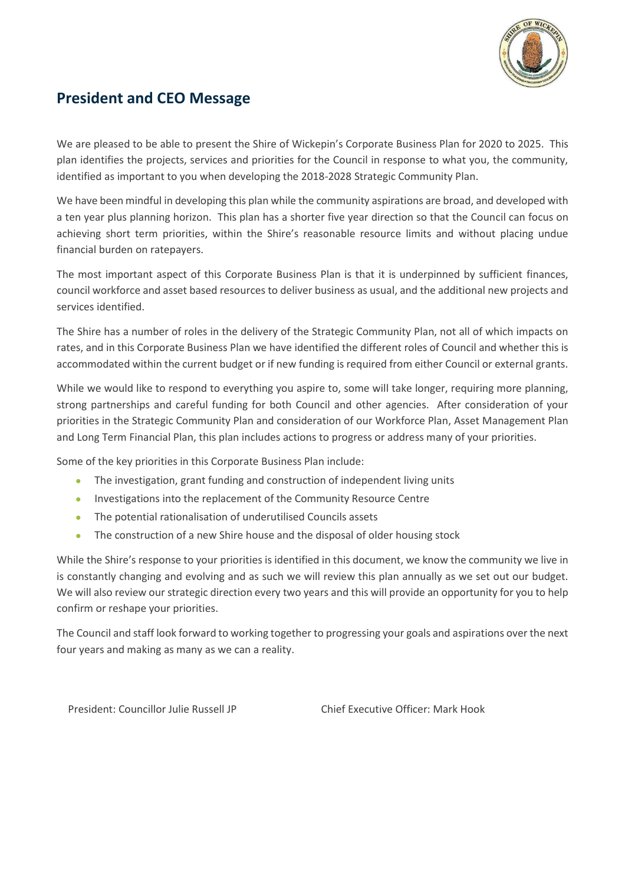## President and CEO Message

We are pleased to be able to present the Shire of Wickepin's Corporate Business Plan for 2020 to 2025. This plan identifies the projects, services and priorities for the Council in response to what you, the community, identified as important to you when developing the 2018-2028 Strategic Community Plan.

We have been mindful in developing this plan while the community aspirations are broad, and developed with a ten year plus planning horizon. This plan has a shorter five year direction so that the Council can focus on achieving short term priorities, within the Shire's reasonable resource limits and without placing undue financial burden on ratepayers.

The most important aspect of this Corporate Business Plan is that it is underpinned by sufficient finances, council workforce and asset based resources to deliver business as usual, and the additional new projects and services identified.

The Shire has a number of roles in the delivery of the Strategic Community Plan, not all of which impacts on rates, and in this Corporate Business Plan we have identified the different roles of Council and whether this is accommodated within the current budget or if new funding is required from either Council or external grants.

While we would like to respond to everything you aspire to, some will take longer, requiring more planning, strong partnerships and careful funding for both Council and other agencies. After consideration of your priorities in the Strategic Community Plan and consideration of our Workforce Plan, Asset Management Plan and Long Term Financial Plan, this plan includes actions to progress or address many of your priorities.

Some of the key priorities in this Corporate Business Plan include:

- The investigation, grant funding and construction of independent living units
- Investigations into the replacement of the Community Resource Centre
- The potential rationalisation of underutilised Councils assets
- The construction of a new Shire house and the disposal of older housing stock

While the Shire's response to your priorities is identified in this document, we know the community we live in is constantly changing and evolving and as such we will review this plan annually as we set out our budget. We will also review our strategic direction every two years and this will provide an opportunity for you to help confirm or reshape your priorities.

The Council and staff look forward to working together to progressing your goals and aspirations over the next four years and making as many as we can a reality.

President: Councillor Julie Russell JP

Chief Executive Officer: Mark Hook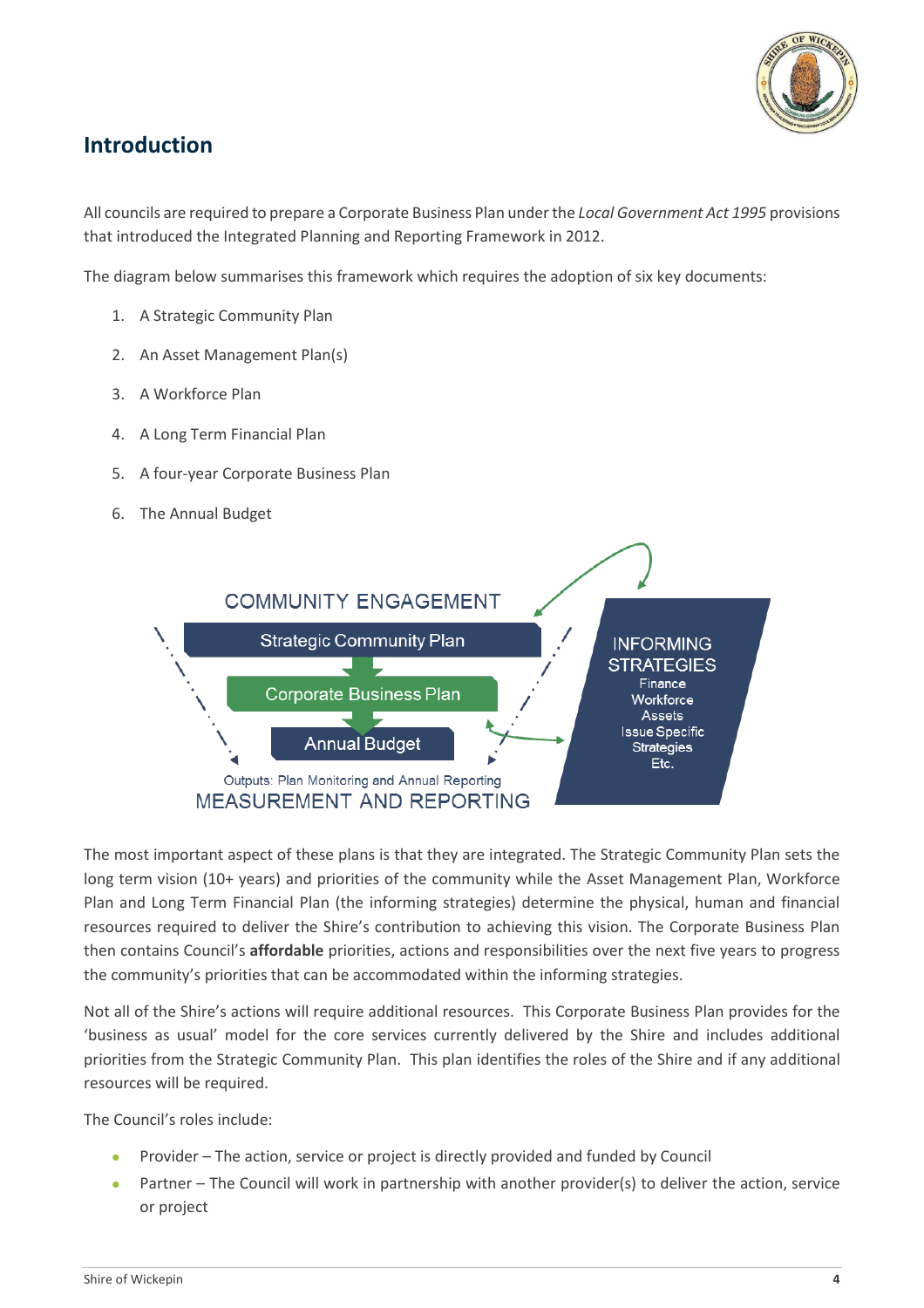## Introduction

All councils are required to prepare a Corporate Business Plan under the *Local Government Act 1995* provisions that introduced the Integrated Planning and Reporting Framework in 2012.

The diagram below summarises this framework which requires the adoption of six key documents:

1. A Strategic Community Plan
2. An Asset Management Plan(s)
3. A Workforce Plan
4. A Long Term Financial Plan
5. A four-year Corporate Business Plan
6. The Annual Budget

COMMUNITY ENGAGEMENT

Strategic Community Plan

Corporate Business Plan

Annual Budget

Outputs: Plan Monitoring and Annual Reporting

MEASUREMENT AND REPORTING

INFORMING STRATEGIES
Finance
Workforce
Assets
Issue Specific Strategies
Etc.

The most important aspect of these plans is that they are integrated. The Strategic Community Plan sets the long term vision (10+ years) and priorities of the community while the Asset Management Plan, Workforce Plan and Long Term Financial Plan (the informing strategies) determine the physical, human and financial resources required to deliver the Shire's contribution to achieving this vision. The Corporate Business Plan then contains Council's **affordable** priorities, actions and responsibilities over the next five years to progress the community's priorities that can be accommodated within the informing strategies.

Not all of the Shire's actions will require additional resources. This Corporate Business Plan provides for the 'business as usual' model for the core services currently delivered by the Shire and includes additional priorities from the Strategic Community Plan. This plan identifies the roles of the Shire and if any additional resources will be required.

The Council's roles include:

- Provider – The action, service or project is directly provided and funded by Council
- Partner – The Council will work in partnership with another provider(s) to deliver the action, service or project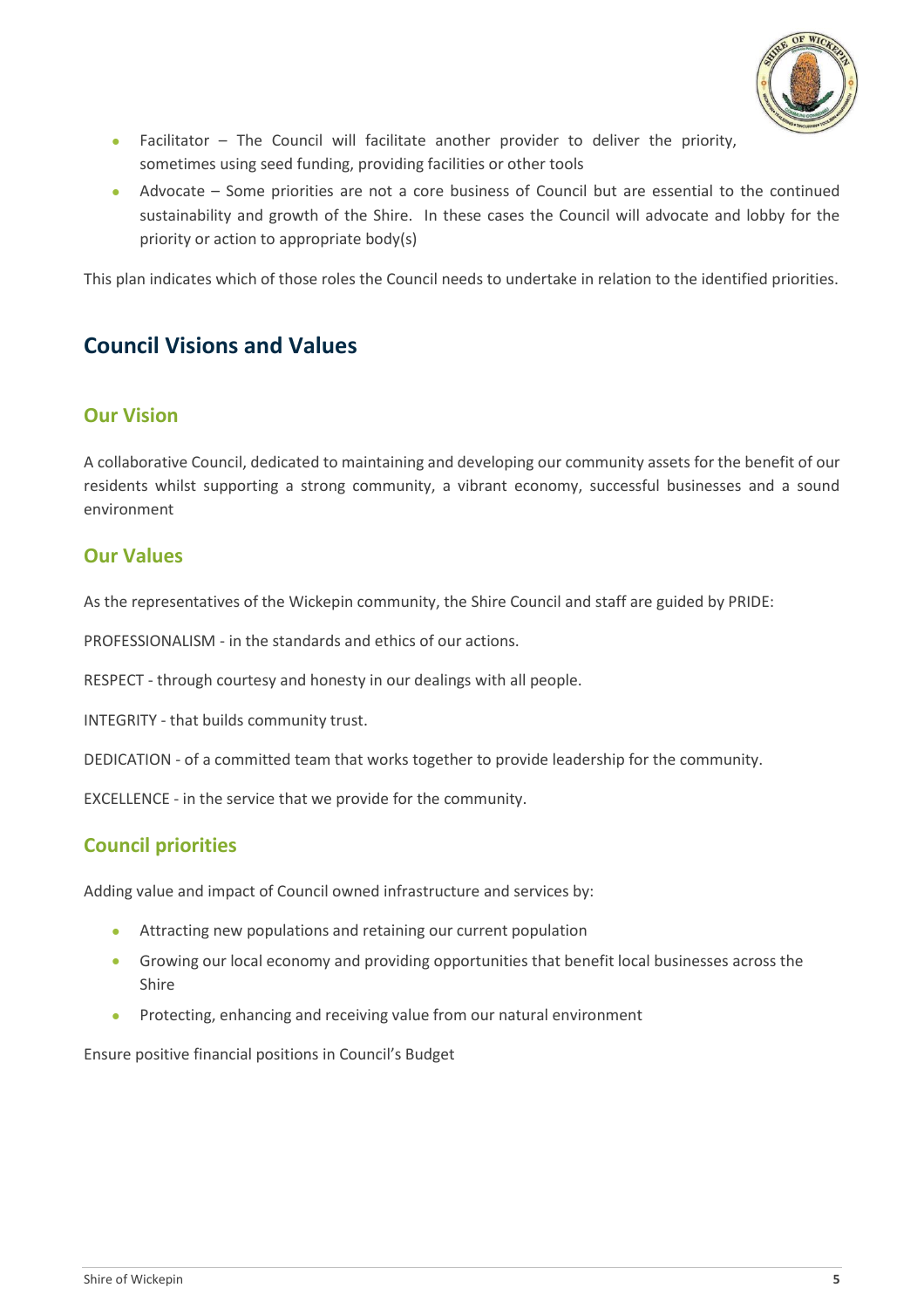- Facilitator – The Council will facilitate another provider to deliver the priority, sometimes using seed funding, providing facilities or other tools
- Advocate – Some priorities are not a core business of Council but are essential to the continued sustainability and growth of the Shire. In these cases the Council will advocate and lobby for the priority or action to appropriate body(s)

This plan indicates which of those roles the Council needs to undertake in relation to the identified priorities.

## Council Visions and Values

### Our Vision

A collaborative Council, dedicated to maintaining and developing our community assets for the benefit of our residents whilst supporting a strong community, a vibrant economy, successful businesses and a sound environment

### Our Values

As the representatives of the Wickepin community, the Shire Council and staff are guided by PRIDE:

PROFESSIONALISM - in the standards and ethics of our actions.

RESPECT - through courtesy and honesty in our dealings with all people.

INTEGRITY - that builds community trust.

DEDICATION - of a committed team that works together to provide leadership for the community.

EXCELLENCE - in the service that we provide for the community.

### Council priorities

Adding value and impact of Council owned infrastructure and services by:

- Attracting new populations and retaining our current population
- Growing our local economy and providing opportunities that benefit local businesses across the Shire
- Protecting, enhancing and receiving value from our natural environment

Ensure positive financial positions in Council's Budget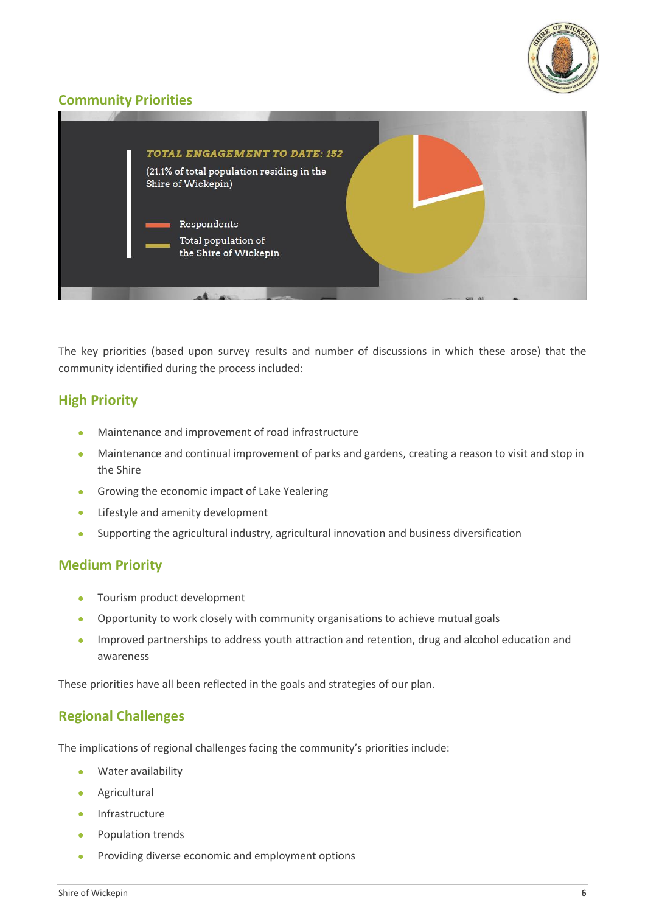## Community Priorities

**TOTAL ENGAGEMENT TO DATE: 152**

(21.1% of total population residing in the Shire of Wickepin)

- Respondents
- Total population of the Shire of Wickepin

The key priorities (based upon survey results and number of discussions in which these arose) that the community identified during the process included:

## High Priority

- Maintenance and improvement of road infrastructure
- Maintenance and continual improvement of parks and gardens, creating a reason to visit and stop in the Shire
- Growing the economic impact of Lake Yealering
- Lifestyle and amenity development
- Supporting the agricultural industry, agricultural innovation and business diversification

## Medium Priority

- Tourism product development
- Opportunity to work closely with community organisations to achieve mutual goals
- Improved partnerships to address youth attraction and retention, drug and alcohol education and awareness

These priorities have all been reflected in the goals and strategies of our plan.

## Regional Challenges

The implications of regional challenges facing the community's priorities include:

- Water availability
- Agricultural
- Infrastructure
- Population trends
- Providing diverse economic and employment options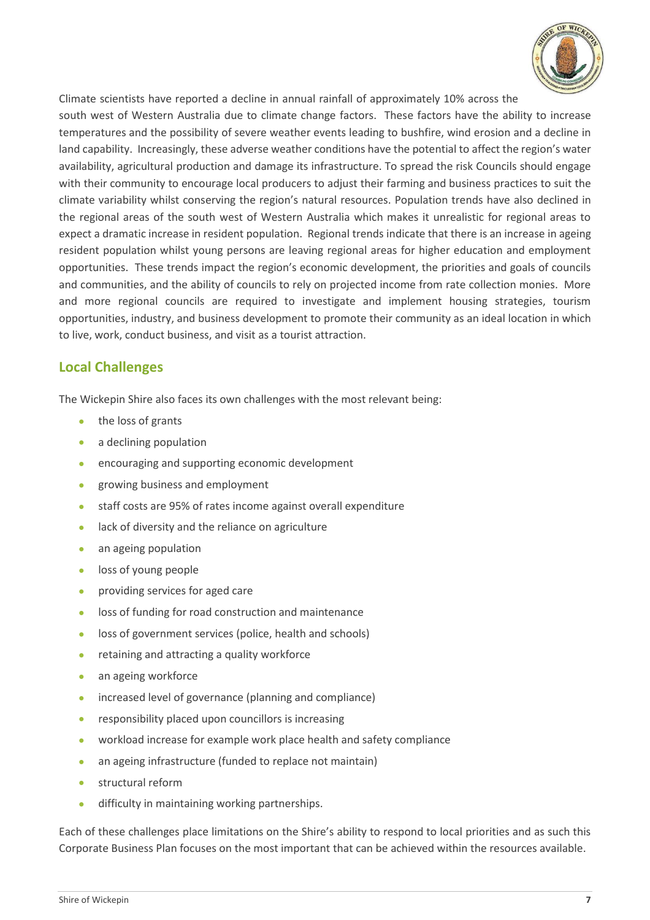Climate scientists have reported a decline in annual rainfall of approximately 10% across the south west of Western Australia due to climate change factors. These factors have the ability to increase temperatures and the possibility of severe weather events leading to bushfire, wind erosion and a decline in land capability. Increasingly, these adverse weather conditions have the potential to affect the region's water availability, agricultural production and damage its infrastructure. To spread the risk Councils should engage with their community to encourage local producers to adjust their farming and business practices to suit the climate variability whilst conserving the region's natural resources. Population trends have also declined in the regional areas of the south west of Western Australia which makes it unrealistic for regional areas to expect a dramatic increase in resident population. Regional trends indicate that there is an increase in ageing resident population whilst young persons are leaving regional areas for higher education and employment opportunities. These trends impact the region's economic development, the priorities and goals of councils and communities, and the ability of councils to rely on projected income from rate collection monies. More and more regional councils are required to investigate and implement housing strategies, tourism opportunities, industry, and business development to promote their community as an ideal location in which to live, work, conduct business, and visit as a tourist attraction.

## Local Challenges

The Wickepin Shire also faces its own challenges with the most relevant being:

- the loss of grants
- a declining population
- encouraging and supporting economic development
- growing business and employment
- staff costs are 95% of rates income against overall expenditure
- lack of diversity and the reliance on agriculture
- an ageing population
- loss of young people
- providing services for aged care
- loss of funding for road construction and maintenance
- loss of government services (police, health and schools)
- retaining and attracting a quality workforce
- an ageing workforce
- increased level of governance (planning and compliance)
- responsibility placed upon councillors is increasing
- workload increase for example work place health and safety compliance
- an ageing infrastructure (funded to replace not maintain)
- structural reform
- difficulty in maintaining working partnerships.

Each of these challenges place limitations on the Shire's ability to respond to local priorities and as such this Corporate Business Plan focuses on the most important that can be achieved within the resources available.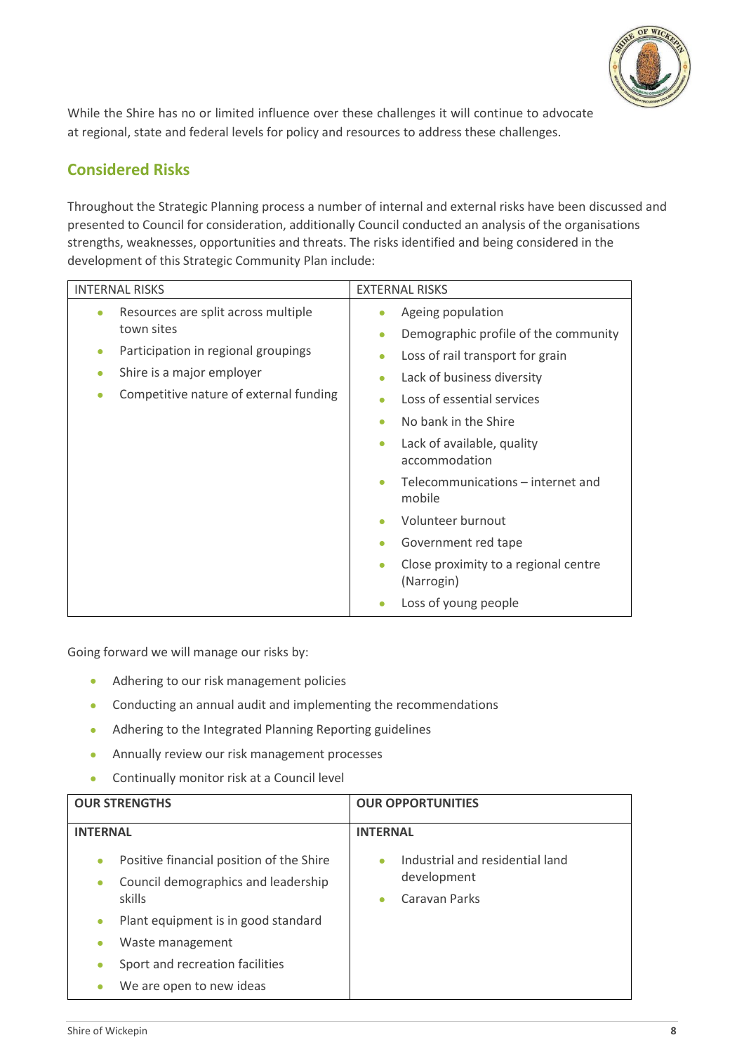While the Shire has no or limited influence over these challenges it will continue to advocate at regional, state and federal levels for policy and resources to address these challenges.

## Considered Risks

Throughout the Strategic Planning process a number of internal and external risks have been discussed and presented to Council for consideration, additionally Council conducted an analysis of the organisations strengths, weaknesses, opportunities and threats. The risks identified and being considered in the development of this Strategic Community Plan include:

| INTERNAL RISKS | EXTERNAL RISKS |
|---|---|
| • Resources are split across multiple town sites<br>• Participation in regional groupings<br>• Shire is a major employer<br>• Competitive nature of external funding | • Ageing population<br>• Demographic profile of the community<br>• Loss of rail transport for grain<br>• Lack of business diversity<br>• Loss of essential services<br>• No bank in the Shire<br>• Lack of available, quality accommodation<br>• Telecommunications – internet and mobile<br>• Volunteer burnout<br>• Government red tape<br>• Close proximity to a regional centre (Narrogin)<br>• Loss of young people |

Going forward we will manage our risks by:

- Adhering to our risk management policies
- Conducting an annual audit and implementing the recommendations
- Adhering to the Integrated Planning Reporting guidelines
- Annually review our risk management processes
- Continually monitor risk at a Council level

| **OUR STRENGTHS** | **OUR OPPORTUNITIES** |
|---|---|
| **INTERNAL** | **INTERNAL** |
| • Positive financial position of the Shire<br>• Council demographics and leadership skills<br>• Plant equipment is in good standard<br>• Waste management<br>• Sport and recreation facilities<br>• We are open to new ideas | • Industrial and residential land development<br>• Caravan Parks |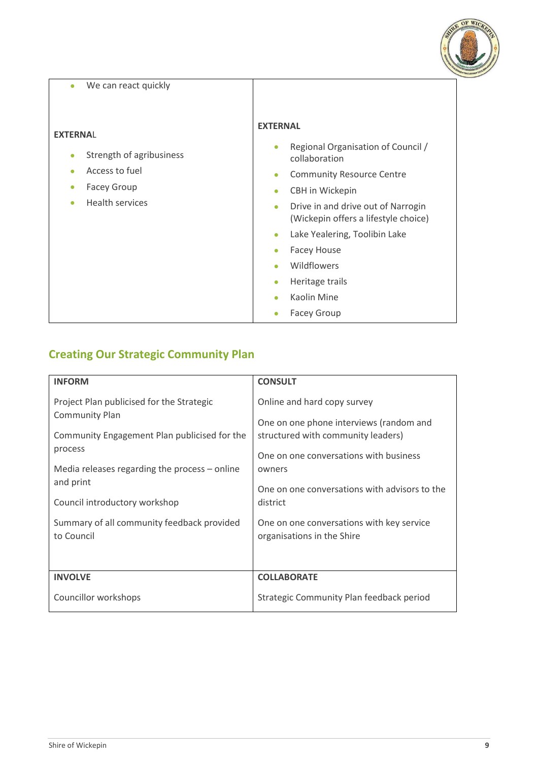| | |
|---|---|
| • We can react quickly<br><br>**EXTERNAL**<br><br>• Strength of agribusiness<br>• Access to fuel<br>• Facey Group<br>• Health services | **EXTERNAL**<br><br>• Regional Organisation of Council / collaboration<br>• Community Resource Centre<br>• CBH in Wickepin<br>• Drive in and drive out of Narrogin (Wickepin offers a lifestyle choice)<br>• Lake Yealering, Toolibin Lake<br>• Facey House<br>• Wildflowers<br>• Heritage trails<br>• Kaolin Mine<br>• Facey Group |

## Creating Our Strategic Community Plan

| **INFORM** | **CONSULT** |
|---|---|
| Project Plan publicised for the Strategic Community Plan<br><br>Community Engagement Plan publicised for the process<br><br>Media releases regarding the process – online and print<br><br>Council introductory workshop<br><br>Summary of all community feedback provided to Council | Online and hard copy survey<br><br>One on one phone interviews (random and structured with community leaders)<br><br>One on one conversations with business owners<br><br>One on one conversations with advisors to the district<br><br>One on one conversations with key service organisations in the Shire |
| **INVOLVE** | **COLLABORATE** |
| Councillor workshops | Strategic Community Plan feedback period |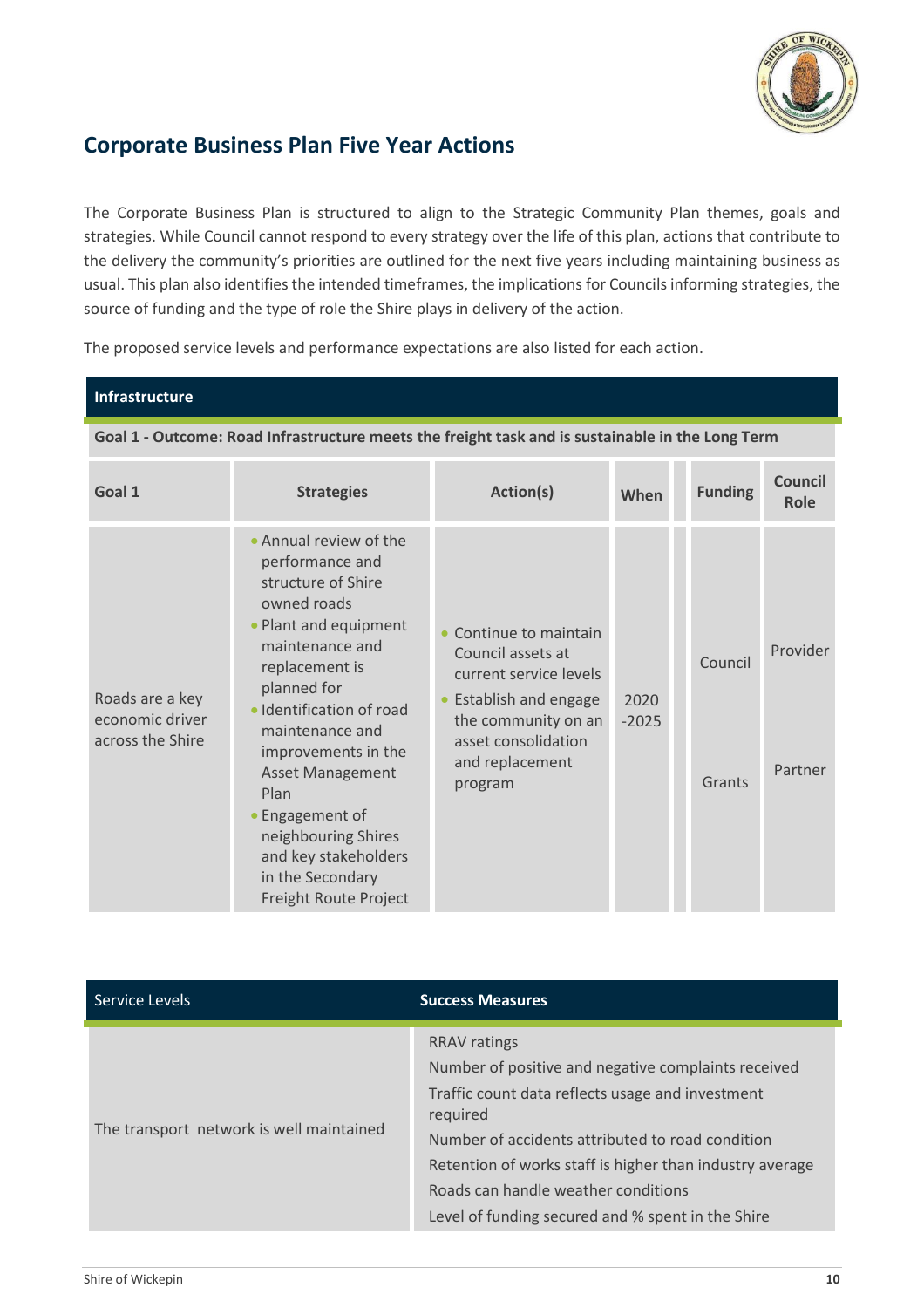## Corporate Business Plan Five Year Actions

The Corporate Business Plan is structured to align to the Strategic Community Plan themes, goals and strategies. While Council cannot respond to every strategy over the life of this plan, actions that contribute to the delivery the community's priorities are outlined for the next five years including maintaining business as usual. This plan also identifies the intended timeframes, the implications for Councils informing strategies, the source of funding and the type of role the Shire plays in delivery of the action.

The proposed service levels and performance expectations are also listed for each action.

**Infrastructure**

**Goal 1 - Outcome: Road Infrastructure meets the freight task and is sustainable in the Long Term**

| Goal 1 | Strategies | Action(s) | When | Funding | Council Role |
|---|---|---|---|---|---|
| Roads are a key economic driver across the Shire | • Annual review of the performance and structure of Shire owned roads<br>• Plant and equipment maintenance and replacement is planned for<br>• Identification of road maintenance and improvements in the Asset Management Plan<br>• Engagement of neighbouring Shires and key stakeholders in the Secondary Freight Route Project | • Continue to maintain Council assets at current service levels<br>• Establish and engage the community on an asset consolidation and replacement program | 2020 -2025 | Council<br><br>Grants | Provider<br><br>Partner |

| Service Levels | Success Measures |
|---|---|
| The transport network is well maintained | RRAV ratings<br>Number of positive and negative complaints received<br>Traffic count data reflects usage and investment required<br>Number of accidents attributed to road condition<br>Retention of works staff is higher than industry average<br>Roads can handle weather conditions<br>Level of funding secured and % spent in the Shire |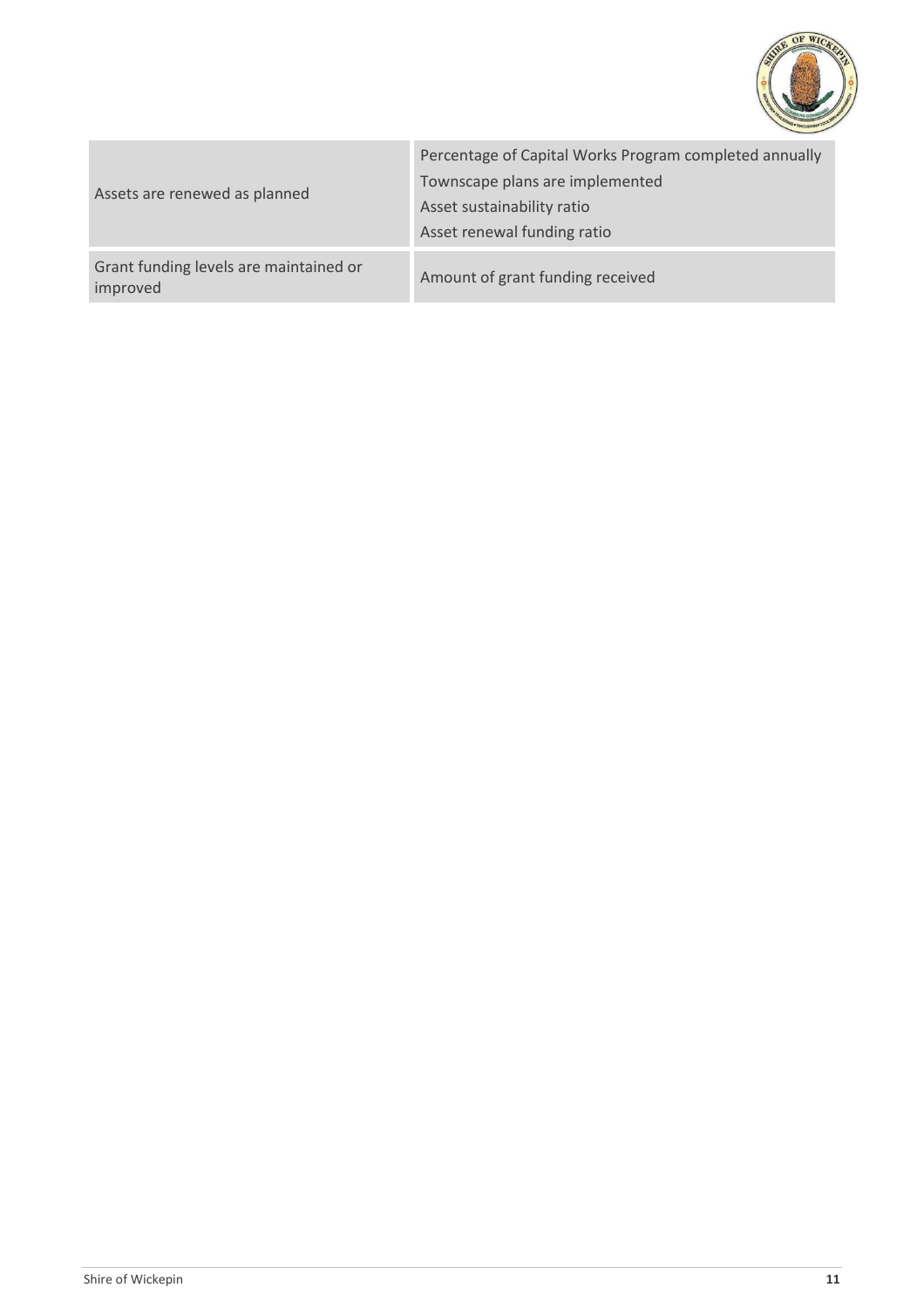| | |
|---|---|
| Assets are renewed as planned | Percentage of Capital Works Program completed annually<br>Townscape plans are implemented<br>Asset sustainability ratio<br>Asset renewal funding ratio |
| Grant funding levels are maintained or improved | Amount of grant funding received |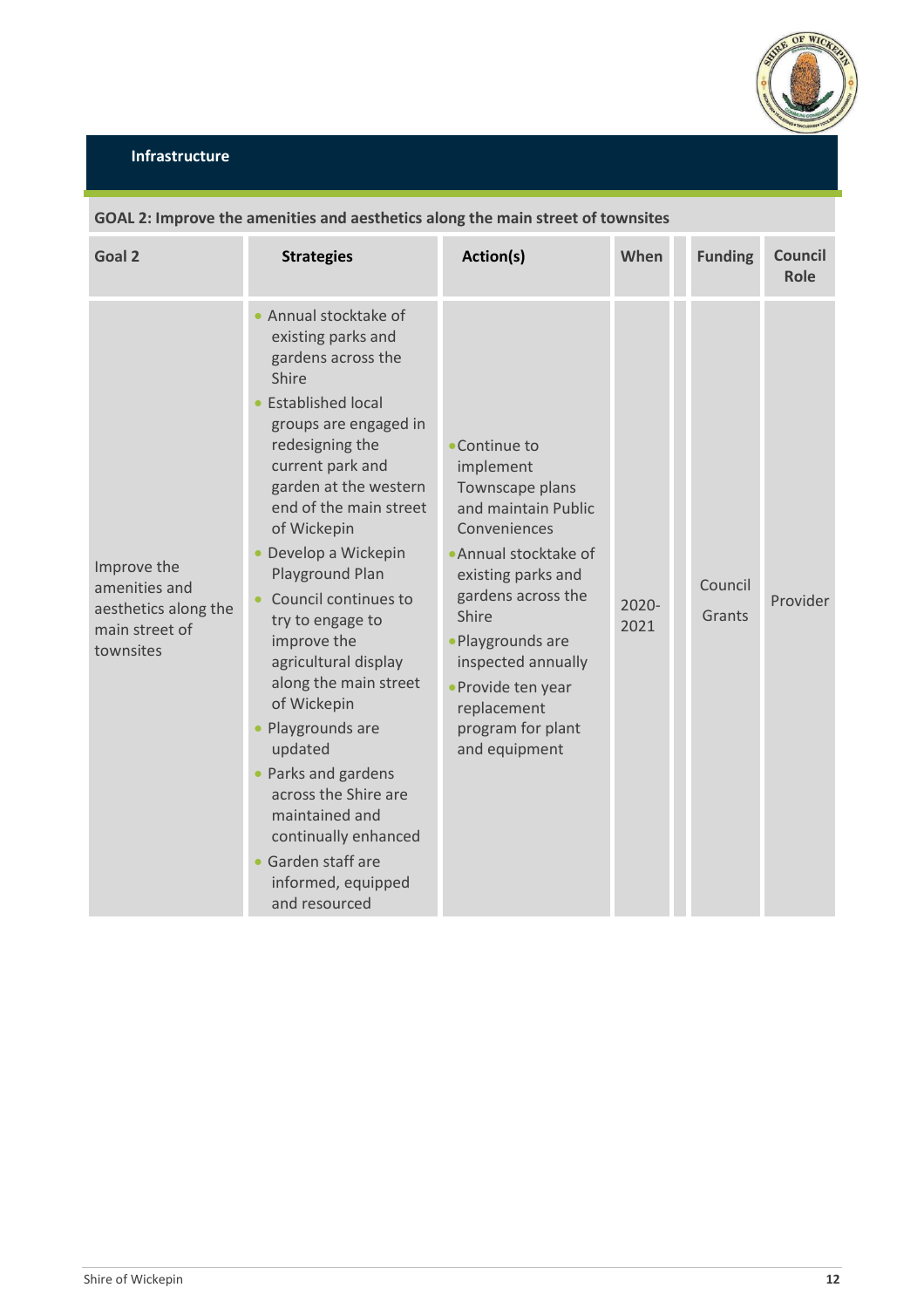## Infrastructure

**GOAL 2: Improve the amenities and aesthetics along the main street of townsites**

| Goal 2 | Strategies | Action(s) | When | | Funding | Council Role |
|---|---|---|---|---|---|---|
| Improve the amenities and aesthetics along the main street of townsites | • Annual stocktake of existing parks and gardens across the Shire<br>• Established local groups are engaged in redesigning the current park and garden at the western end of the main street of Wickepin<br>• Develop a Wickepin Playground Plan<br>• Council continues to try to engage to improve the agricultural display along the main street of Wickepin<br>• Playgrounds are updated<br>• Parks and gardens across the Shire are maintained and continually enhanced<br>• Garden staff are informed, equipped and resourced | • Continue to implement Townscape plans and maintain Public Conveniences<br>• Annual stocktake of existing parks and gardens across the Shire<br>• Playgrounds are inspected annually<br>• Provide ten year replacement program for plant and equipment | 2020-2021 | | Council Grants | Provider |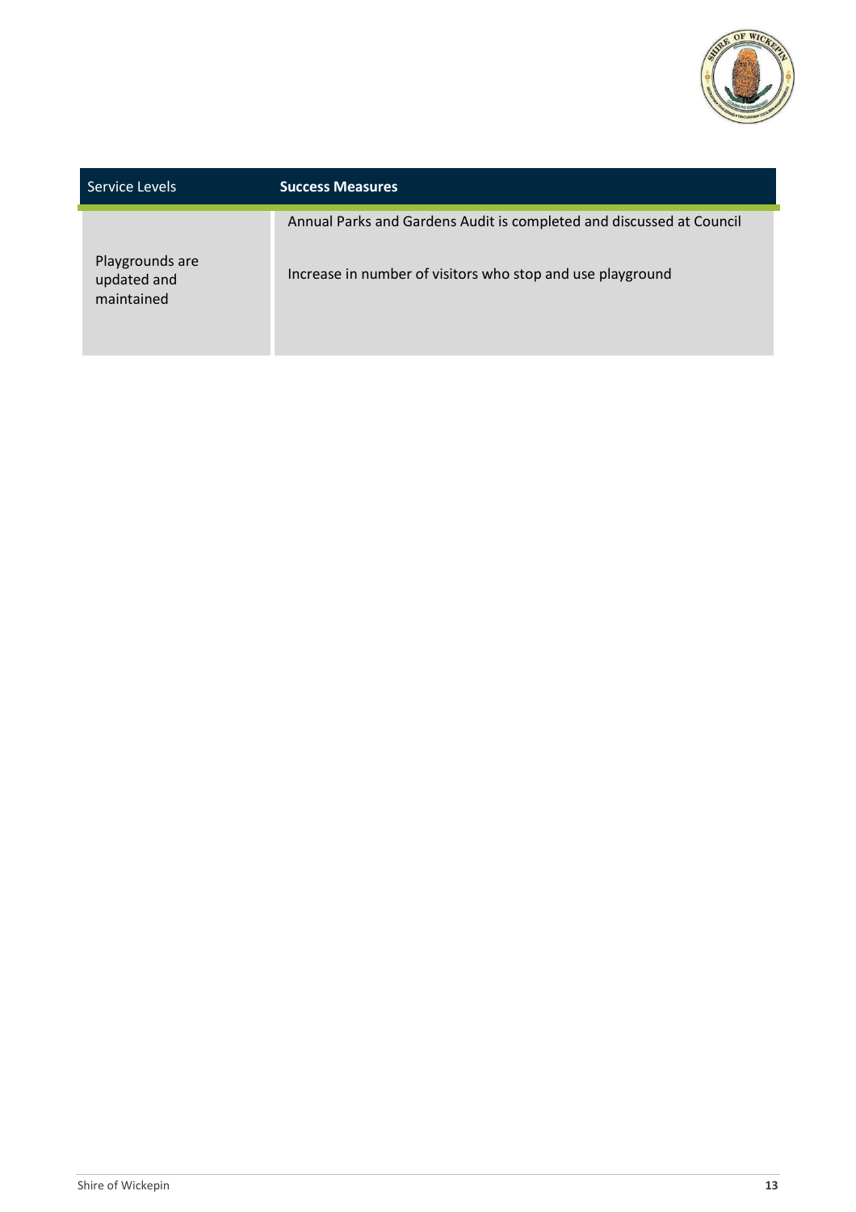| Service Levels | Success Measures |
| --- | --- |
| Playgrounds are updated and maintained | Annual Parks and Gardens Audit is completed and discussed at Council<br><br>Increase in number of visitors who stop and use playground |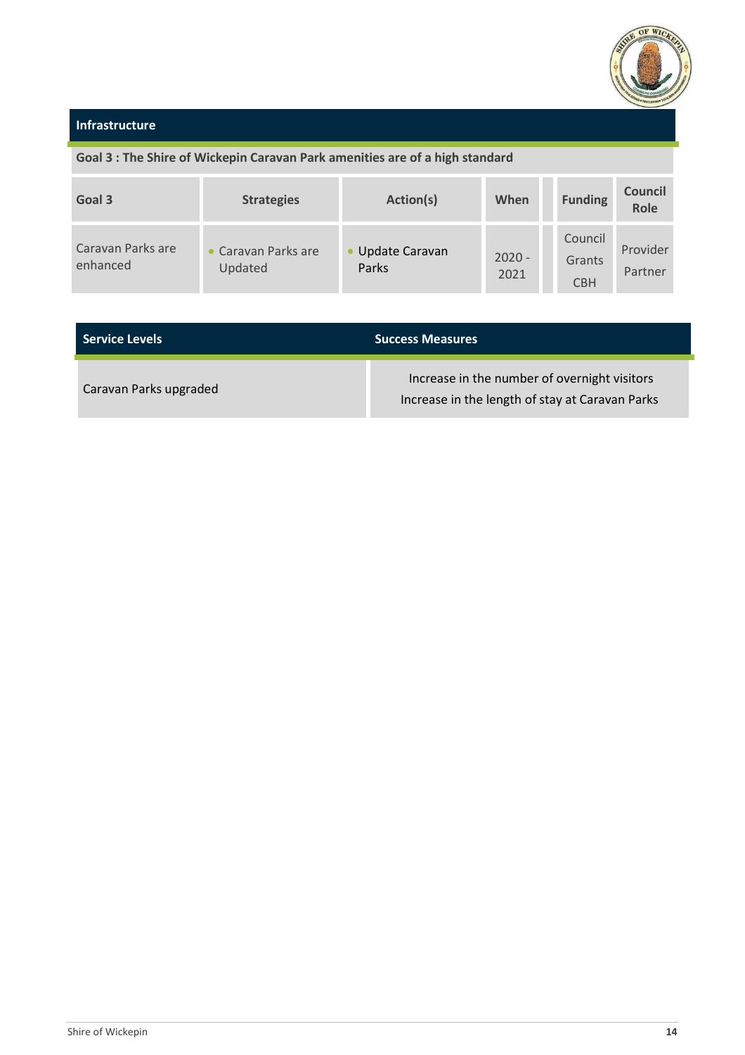## Infrastructure

**Goal 3 : The Shire of Wickepin Caravan Park amenities are of a high standard**

| Goal 3 | Strategies | Action(s) | When | | Funding | Council Role |
|---|---|---|---|---|---|---|
| Caravan Parks are enhanced | • Caravan Parks are Updated | • Update Caravan Parks | 2020 - 2021 | | Council Grants CBH | Provider Partner |

| Service Levels | Success Measures |
|---|---|
| Caravan Parks upgraded | Increase in the number of overnight visitors<br>Increase in the length of stay at Caravan Parks |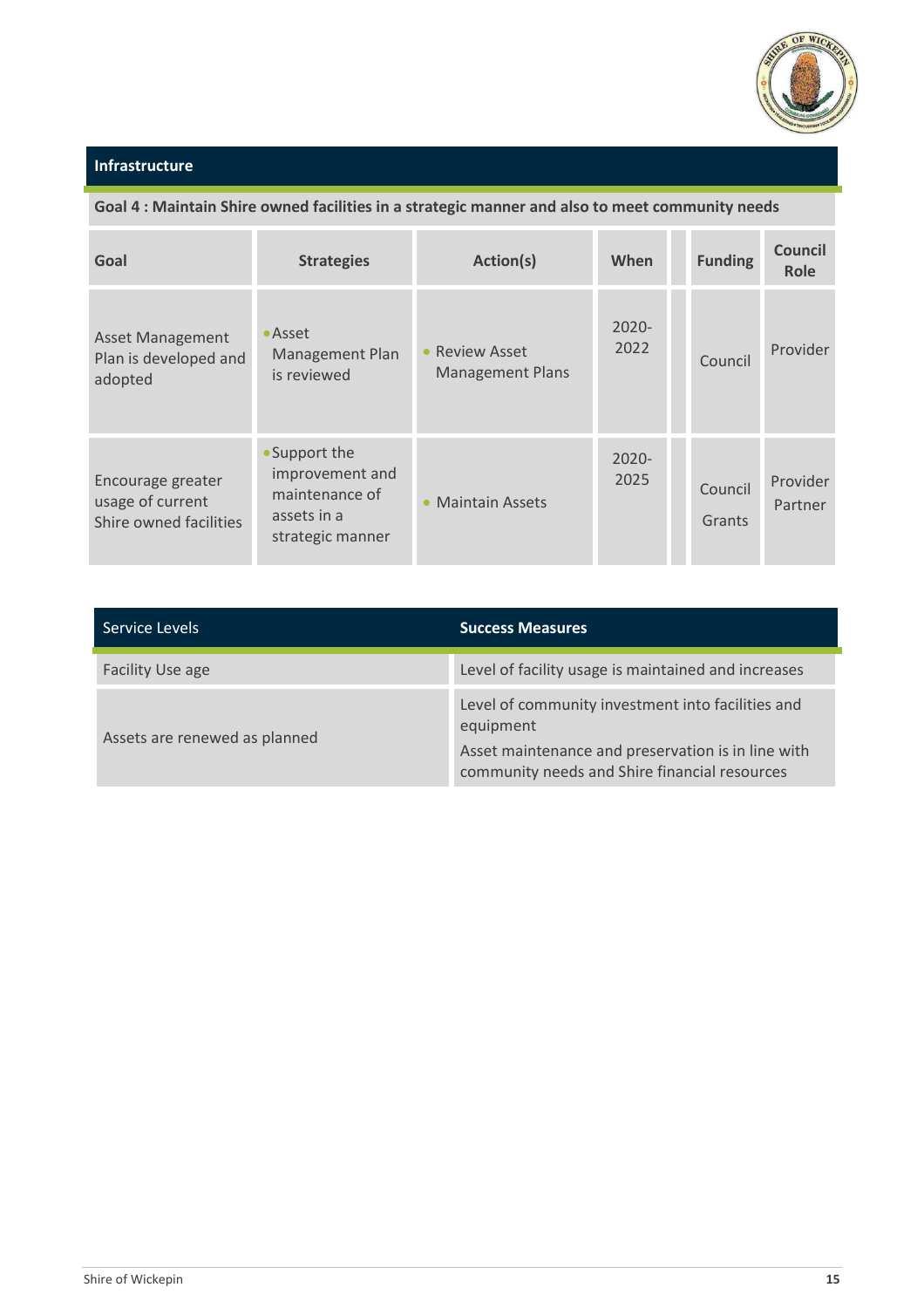## Infrastructure

**Goal 4 : Maintain Shire owned facilities in a strategic manner and also to meet community needs**

| Goal | Strategies | Action(s) | When | Funding | Council Role |
|---|---|---|---|---|---|
| Asset Management Plan is developed and adopted | • Asset Management Plan is reviewed | • Review Asset Management Plans | 2020-2022 | Council | Provider |
| Encourage greater usage of current Shire owned facilities | • Support the improvement and maintenance of assets in a strategic manner | • Maintain Assets | 2020-2025 | Council<br>Grants | Provider<br>Partner |

| Service Levels | Success Measures |
|---|---|
| Facility Use age | Level of facility usage is maintained and increases |
| Assets are renewed as planned | Level of community investment into facilities and equipment<br>Asset maintenance and preservation is in line with community needs and Shire financial resources |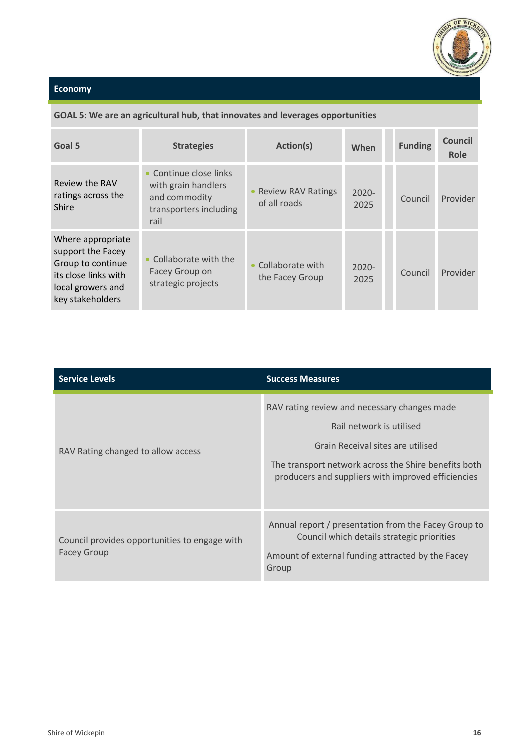## Economy

**GOAL 5: We are an agricultural hub, that innovates and leverages opportunities**

| Goal 5 | Strategies | Action(s) | When | Funding | Council Role |
|---|---|---|---|---|---|
| Review the RAV ratings across the Shire | • Continue close links with grain handlers and commodity transporters including rail | • Review RAV Ratings of all roads | 2020-2025 | Council | Provider |
| Where appropriate support the Facey Group to continue its close links with local growers and key stakeholders | • Collaborate with the Facey Group on strategic projects | • Collaborate with the Facey Group | 2020-2025 | Council | Provider |

| Service Levels | Success Measures |
|---|---|
| RAV Rating changed to allow access | RAV rating review and necessary changes made<br>Rail network is utilised<br>Grain Receival sites are utilised<br>The transport network across the Shire benefits both producers and suppliers with improved efficiencies |
| Council provides opportunities to engage with Facey Group | Annual report / presentation from the Facey Group to Council which details strategic priorities<br>Amount of external funding attracted by the Facey Group |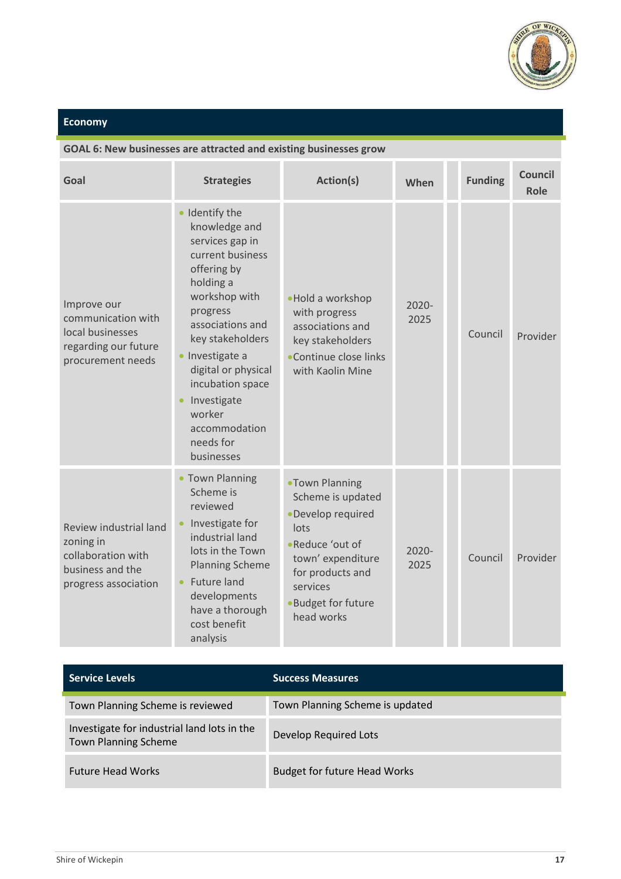## Economy

**GOAL 6: New businesses are attracted and existing businesses grow**

| Goal | Strategies | Action(s) | When | | Funding | Council Role |
|---|---|---|---|---|---|---|
| Improve our communication with local businesses regarding our future procurement needs | • Identify the knowledge and services gap in current business offering by holding a workshop with progress associations and key stakeholders<br>• Investigate a digital or physical incubation space<br>• Investigate worker accommodation needs for businesses | • Hold a workshop with progress associations and key stakeholders<br>• Continue close links with Kaolin Mine | 2020-2025 | | Council | Provider |
| Review industrial land zoning in collaboration with business and the progress association | • Town Planning Scheme is reviewed<br>• Investigate for industrial land lots in the Town Planning Scheme<br>• Future land developments have a thorough cost benefit analysis | • Town Planning Scheme is updated<br>• Develop required lots<br>• Reduce 'out of town' expenditure for products and services<br>• Budget for future head works | 2020-2025 | | Council | Provider |

| Service Levels | Success Measures |
|---|---|
| Town Planning Scheme is reviewed | Town Planning Scheme is updated |
| Investigate for industrial land lots in the Town Planning Scheme | Develop Required Lots |
| Future Head Works | Budget for future Head Works |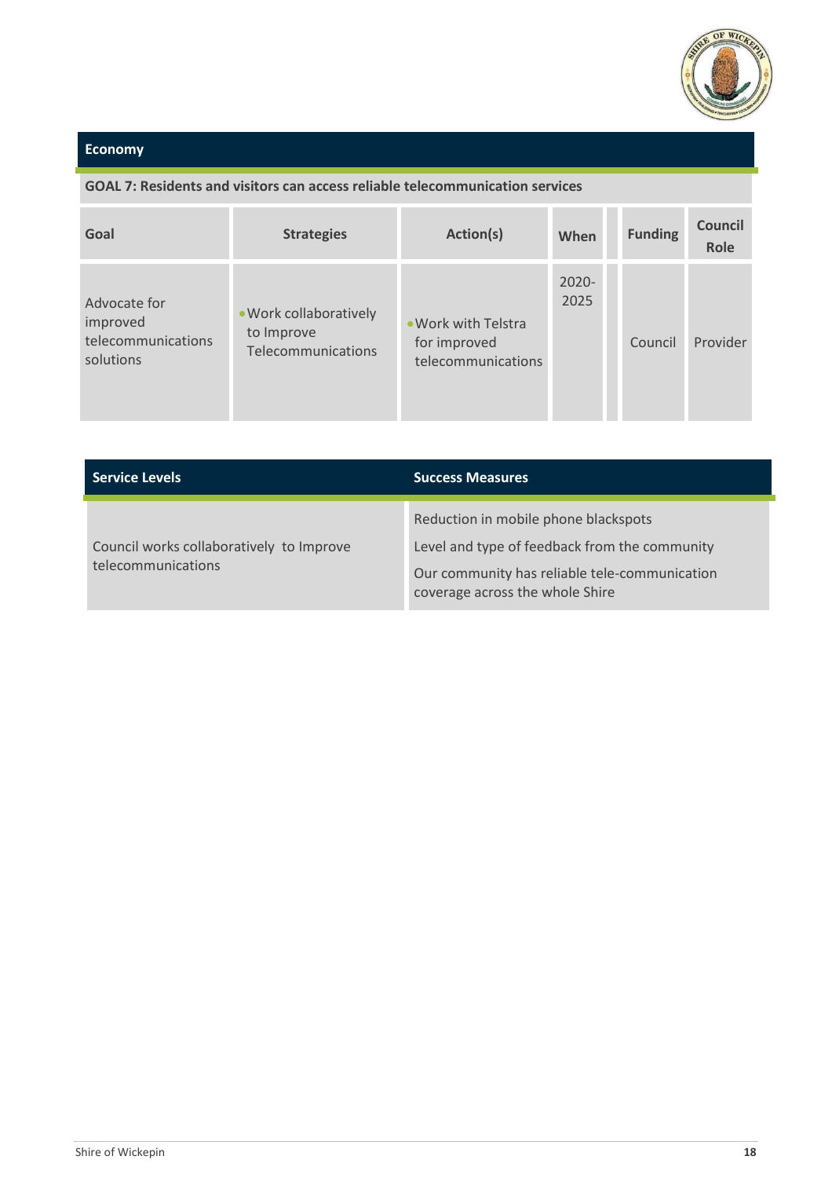## Economy

**GOAL 7: Residents and visitors can access reliable telecommunication services**

| Goal | Strategies | Action(s) | When | | Funding | Council Role |
|---|---|---|---|---|---|---|
| Advocate for improved telecommunications solutions | • Work collaboratively to Improve Telecommunications | • Work with Telstra for improved telecommunications | 2020-2025 | | Council | Provider |

| Service Levels | Success Measures |
|---|---|
| Council works collaboratively to Improve telecommunications | Reduction in mobile phone blackspots<br>Level and type of feedback from the community<br>Our community has reliable tele-communication coverage across the whole Shire |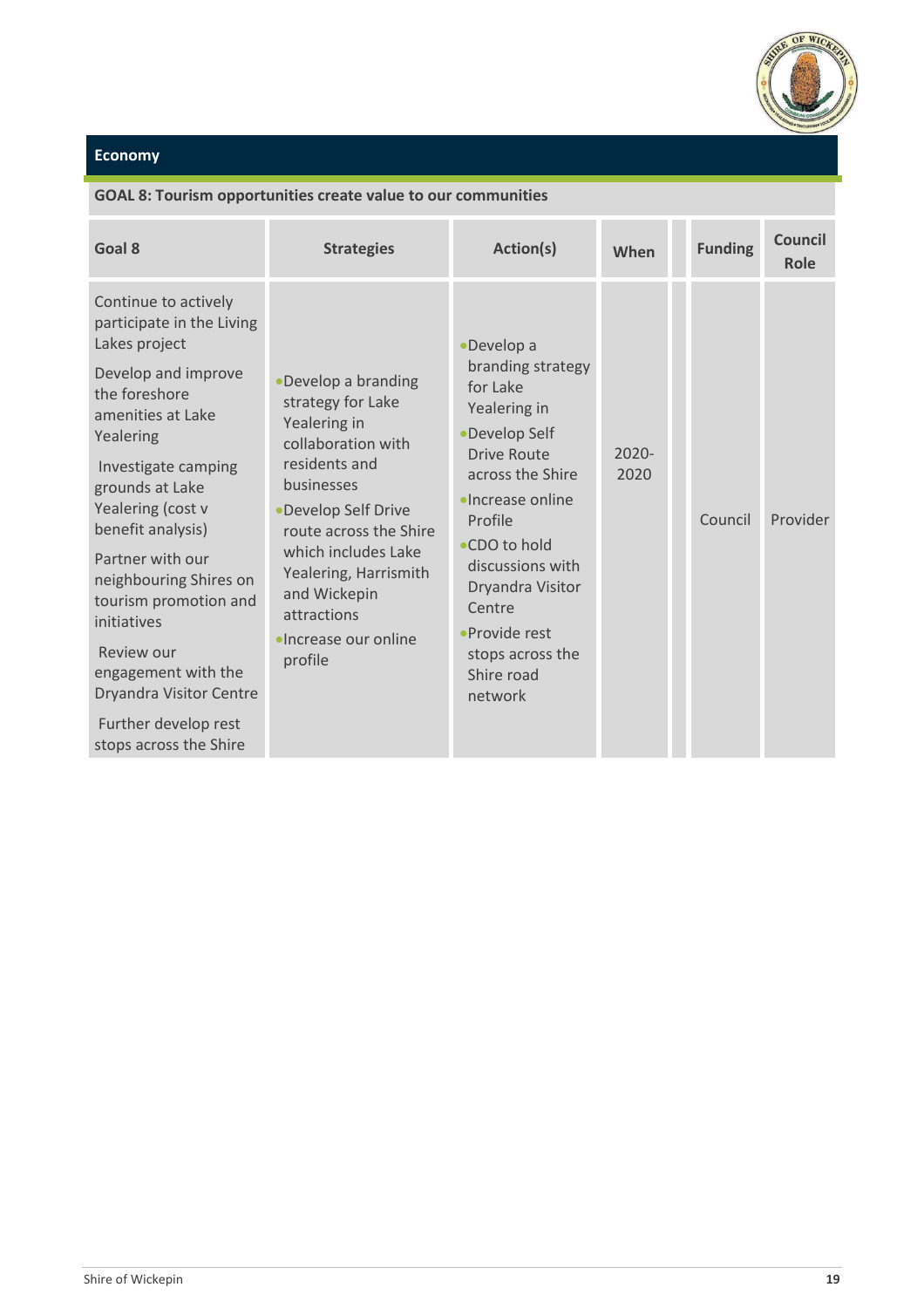## Economy

**GOAL 8: Tourism opportunities create value to our communities**

| Goal 8 | Strategies | Action(s) | When | | Funding | Council Role |
|---|---|---|---|---|---|---|
| Continue to actively participate in the Living Lakes project<br><br>Develop and improve the foreshore amenities at Lake Yealering<br><br>Investigate camping grounds at Lake Yealering (cost v benefit analysis)<br><br>Partner with our neighbouring Shires on tourism promotion and initiatives<br><br>Review our engagement with the Dryandra Visitor Centre<br><br>Further develop rest stops across the Shire | • Develop a branding strategy for Lake Yealering in collaboration with residents and businesses<br>• Develop Self Drive route across the Shire which includes Lake Yealering, Harrismith and Wickepin attractions<br>• Increase our online profile | • Develop a branding strategy for Lake Yealering in<br>• Develop Self Drive Route across the Shire<br>• Increase online Profile<br>• CDO to hold discussions with Dryandra Visitor Centre<br>• Provide rest stops across the Shire road network | 2020-2020 | | Council | Provider |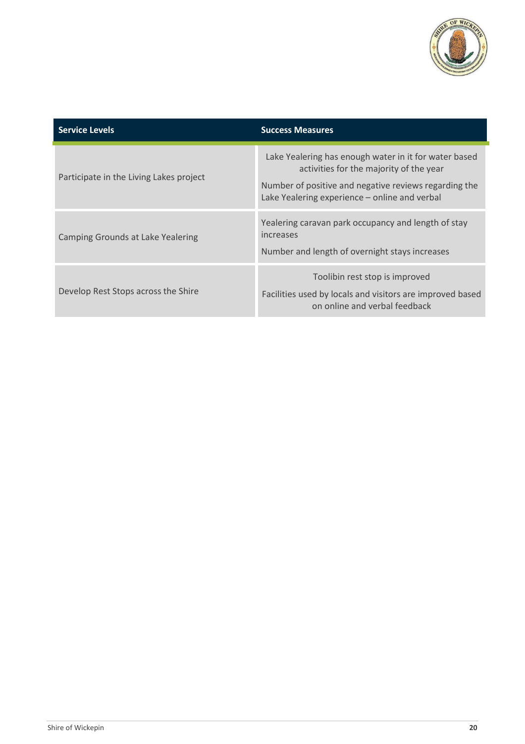| Service Levels | Success Measures |
| --- | --- |
| Participate in the Living Lakes project | Lake Yealering has enough water in it for water based activities for the majority of the year<br>Number of positive and negative reviews regarding the Lake Yealering experience – online and verbal |
| Camping Grounds at Lake Yealering | Yealering caravan park occupancy and length of stay increases<br>Number and length of overnight stays increases |
| Develop Rest Stops across the Shire | Toolibin rest stop is improved<br>Facilities used by locals and visitors are improved based on online and verbal feedback |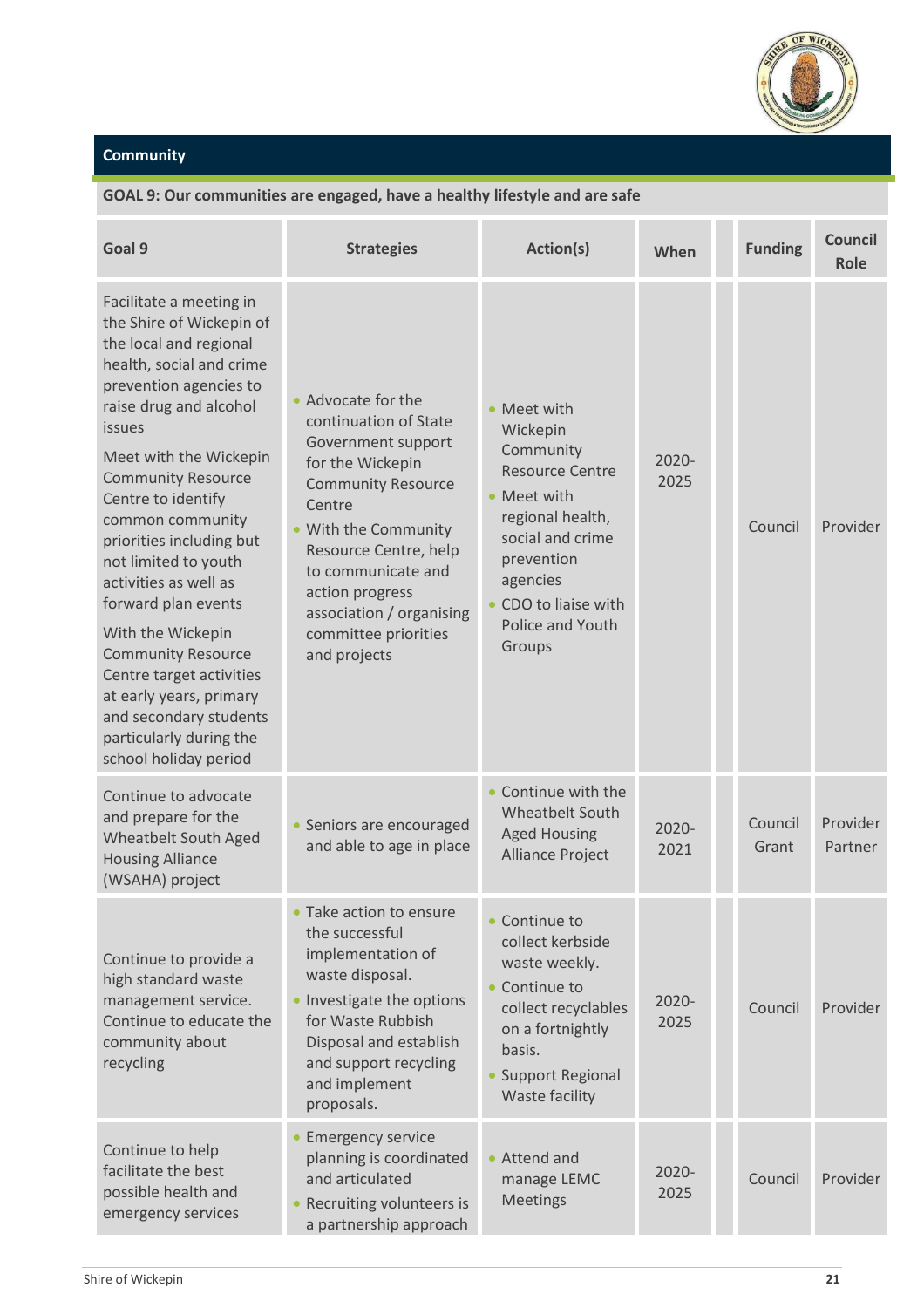## Community

**GOAL 9: Our communities are engaged, have a healthy lifestyle and are safe**

| Goal 9 | Strategies | Action(s) | When | Funding | Council Role |
|---|---|---|---|---|---|
| Facilitate a meeting in the Shire of Wickepin of the local and regional health, social and crime prevention agencies to raise drug and alcohol issues<br><br>Meet with the Wickepin Community Resource Centre to identify common community priorities including but not limited to youth activities as well as forward plan events<br><br>With the Wickepin Community Resource Centre target activities at early years, primary and secondary students particularly during the school holiday period | • Advocate for the continuation of State Government support for the Wickepin Community Resource Centre<br>• With the Community Resource Centre, help to communicate and action progress association / organising committee priorities and projects | • Meet with Wickepin Community Resource Centre<br>• Meet with regional health, social and crime prevention agencies<br>• CDO to liaise with Police and Youth Groups | 2020-2025 | Council | Provider |
| Continue to advocate and prepare for the Wheatbelt South Aged Housing Alliance (WSAHA) project | • Seniors are encouraged and able to age in place | • Continue with the Wheatbelt South Aged Housing Alliance Project | 2020-2021 | Council Grant | Provider Partner |
| Continue to provide a high standard waste management service. Continue to educate the community about recycling | • Take action to ensure the successful implementation of waste disposal.<br>• Investigate the options for Waste Rubbish Disposal and establish and support recycling and implement proposals. | • Continue to collect kerbside waste weekly.<br>• Continue to collect recyclables on a fortnightly basis.<br>• Support Regional Waste facility | 2020-2025 | Council | Provider |
| Continue to help facilitate the best possible health and emergency services | • Emergency service planning is coordinated and articulated<br>• Recruiting volunteers is a partnership approach | • Attend and manage LEMC Meetings | 2020-2025 | Council | Provider |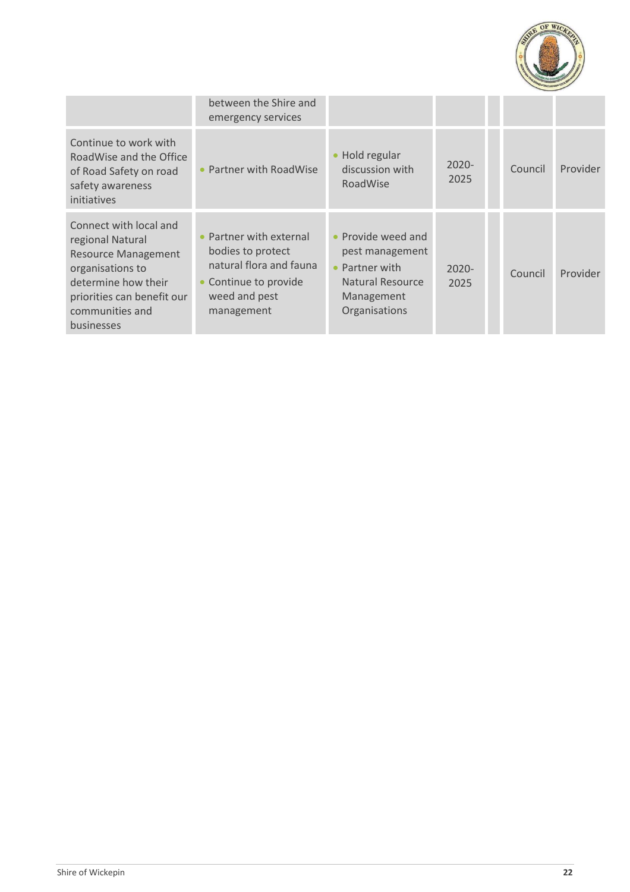| | | | | | | |
|---|---|---|---|---|---|---|
| | between the Shire and emergency services | | | | | |
| Continue to work with RoadWise and the Office of Road Safety on road safety awareness initiatives | • Partner with RoadWise | • Hold regular discussion with RoadWise | 2020-2025 | | Council | Provider |
| Connect with local and regional Natural Resource Management organisations to determine how their priorities can benefit our communities and businesses | • Partner with external bodies to protect natural flora and fauna<br>• Continue to provide weed and pest management | • Provide weed and pest management<br>• Partner with Natural Resource Management Organisations | 2020-2025 | | Council | Provider |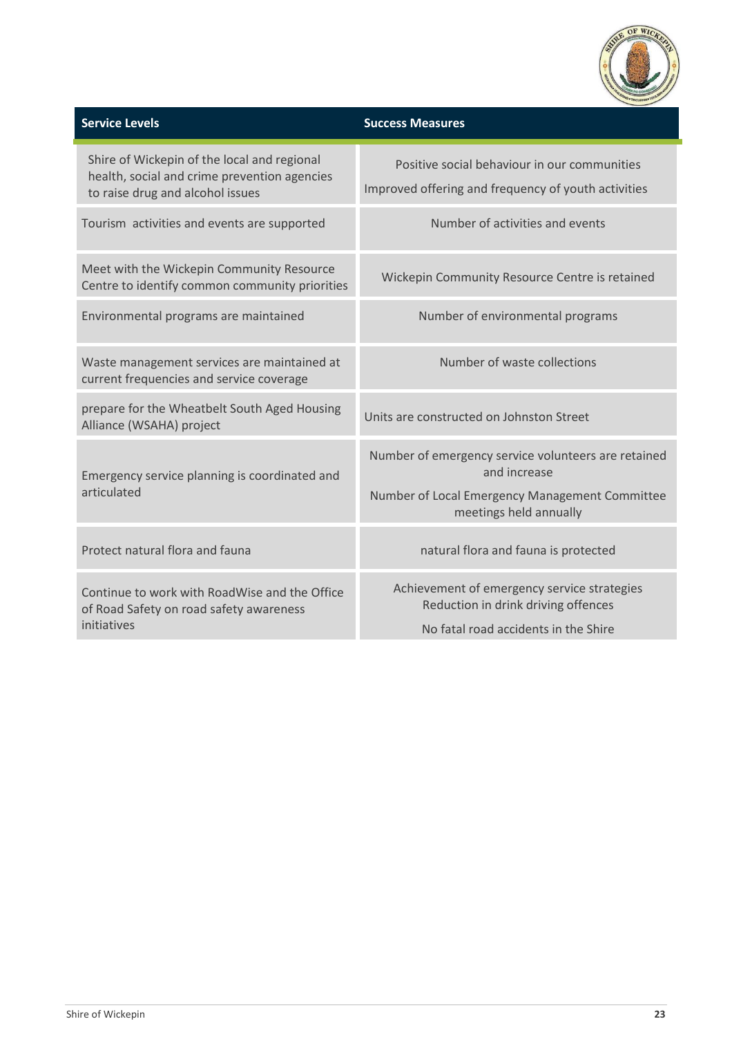| Service Levels | Success Measures |
|---|---|
| Shire of Wickepin of the local and regional health, social and crime prevention agencies to raise drug and alcohol issues | Positive social behaviour in our communities<br>Improved offering and frequency of youth activities |
| Tourism activities and events are supported | Number of activities and events |
| Meet with the Wickepin Community Resource Centre to identify common community priorities | Wickepin Community Resource Centre is retained |
| Environmental programs are maintained | Number of environmental programs |
| Waste management services are maintained at current frequencies and service coverage | Number of waste collections |
| prepare for the Wheatbelt South Aged Housing Alliance (WSAHA) project | Units are constructed on Johnston Street |
| Emergency service planning is coordinated and articulated | Number of emergency service volunteers are retained and increase<br>Number of Local Emergency Management Committee meetings held annually |
| Protect natural flora and fauna | natural flora and fauna is protected |
| Continue to work with RoadWise and the Office of Road Safety on road safety awareness initiatives | Achievement of emergency service strategies<br>Reduction in drink driving offences<br>No fatal road accidents in the Shire |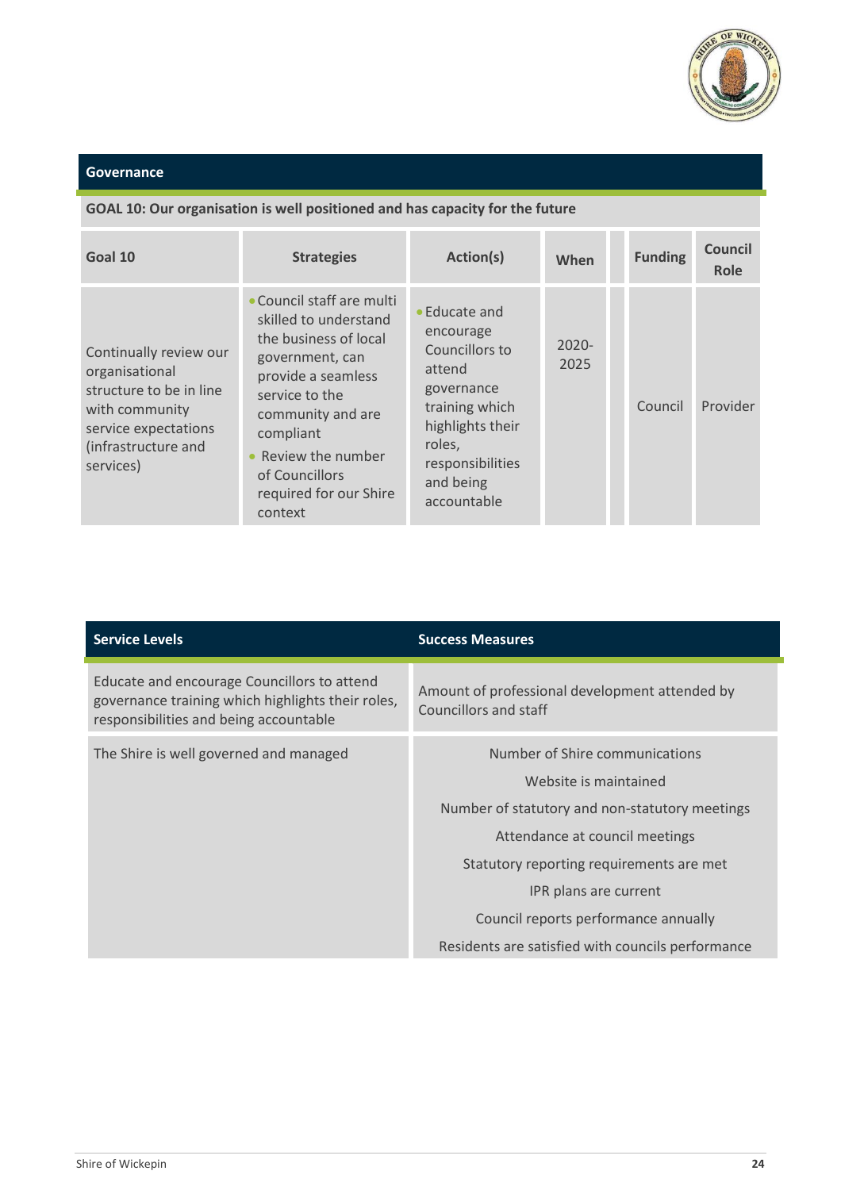## Governance

**GOAL 10: Our organisation is well positioned and has capacity for the future**

| Goal 10 | Strategies | Action(s) | When | | Funding | Council Role |
|---|---|---|---|---|---|---|
| Continually review our organisational structure to be in line with community service expectations (infrastructure and services) | • Council staff are multi skilled to understand the business of local government, can provide a seamless service to the community and are compliant<br>• Review the number of Councillors required for our Shire context | • Educate and encourage Councillors to attend governance training which highlights their roles, responsibilities and being accountable | 2020-2025 | | Council | Provider |

| Service Levels | Success Measures |
|---|---|
| Educate and encourage Councillors to attend governance training which highlights their roles, responsibilities and being accountable | Amount of professional development attended by Councillors and staff |
| The Shire is well governed and managed | Number of Shire communications<br>Website is maintained<br>Number of statutory and non-statutory meetings<br>Attendance at council meetings<br>Statutory reporting requirements are met<br>IPR plans are current<br>Council reports performance annually<br>Residents are satisfied with councils performance |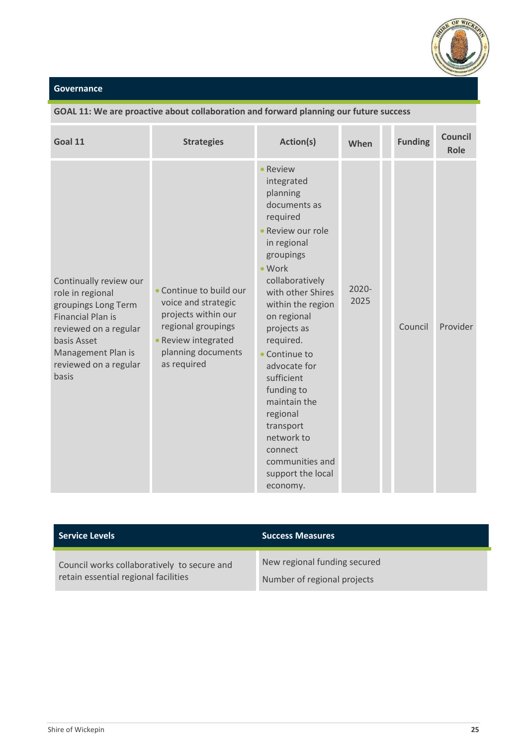## Governance

**GOAL 11: We are proactive about collaboration and forward planning our future success**

| Goal 11 | Strategies | Action(s) | When | | Funding | Council Role |
|---|---|---|---|---|---|---|
| Continually review our role in regional groupings Long Term Financial Plan is reviewed on a regular basis Asset Management Plan is reviewed on a regular basis | • Continue to build our voice and strategic projects within our regional groupings<br>• Review integrated planning documents as required | • Review integrated planning documents as required<br>• Review our role in regional groupings<br>• Work collaboratively with other Shires within the region on regional projects as required.<br>• Continue to advocate for sufficient funding to maintain the regional transport network to connect communities and support the local economy. | 2020-2025 | | Council | Provider |

| Service Levels | Success Measures |
|---|---|
| Council works collaboratively to secure and retain essential regional facilities | New regional funding secured<br>Number of regional projects |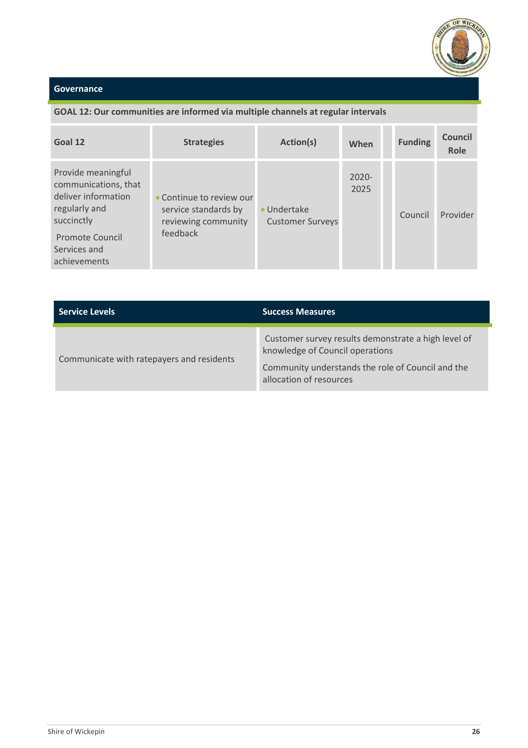## Governance

**GOAL 12: Our communities are informed via multiple channels at regular intervals**

| Goal 12 | Strategies | Action(s) | When | | Funding | Council Role |
|---|---|---|---|---|---|---|
| Provide meaningful communications, that deliver information regularly and succinctly<br><br>Promote Council Services and achievements | • Continue to review our service standards by reviewing community feedback | • Undertake Customer Surveys | 2020-2025 | | Council | Provider |

| Service Levels | Success Measures |
|---|---|
| Communicate with ratepayers and residents | Customer survey results demonstrate a high level of knowledge of Council operations<br><br>Community understands the role of Council and the allocation of resources |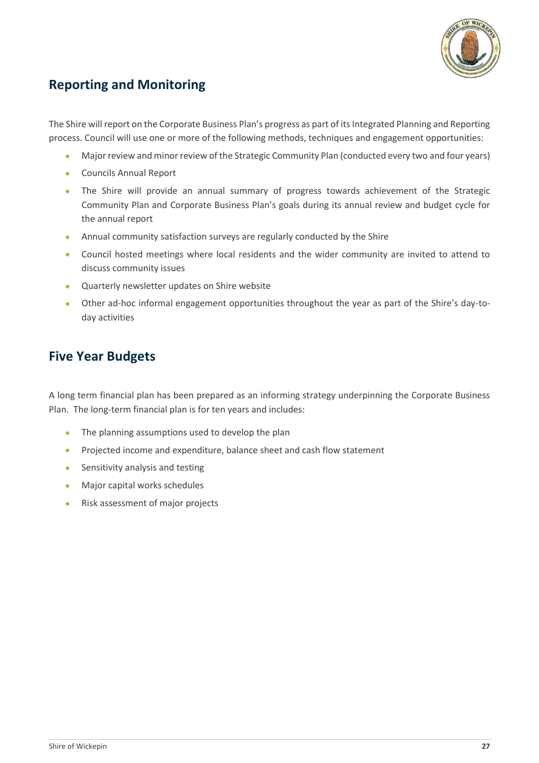## Reporting and Monitoring

The Shire will report on the Corporate Business Plan's progress as part of its Integrated Planning and Reporting process. Council will use one or more of the following methods, techniques and engagement opportunities:

- Major review and minor review of the Strategic Community Plan (conducted every two and four years)
- Councils Annual Report
- The Shire will provide an annual summary of progress towards achievement of the Strategic Community Plan and Corporate Business Plan's goals during its annual review and budget cycle for the annual report
- Annual community satisfaction surveys are regularly conducted by the Shire
- Council hosted meetings where local residents and the wider community are invited to attend to discuss community issues
- Quarterly newsletter updates on Shire website
- Other ad-hoc informal engagement opportunities throughout the year as part of the Shire's day-to-day activities

## Five Year Budgets

A long term financial plan has been prepared as an informing strategy underpinning the Corporate Business Plan. The long-term financial plan is for ten years and includes:

- The planning assumptions used to develop the plan
- Projected income and expenditure, balance sheet and cash flow statement
- Sensitivity analysis and testing
- Major capital works schedules
- Risk assessment of major projects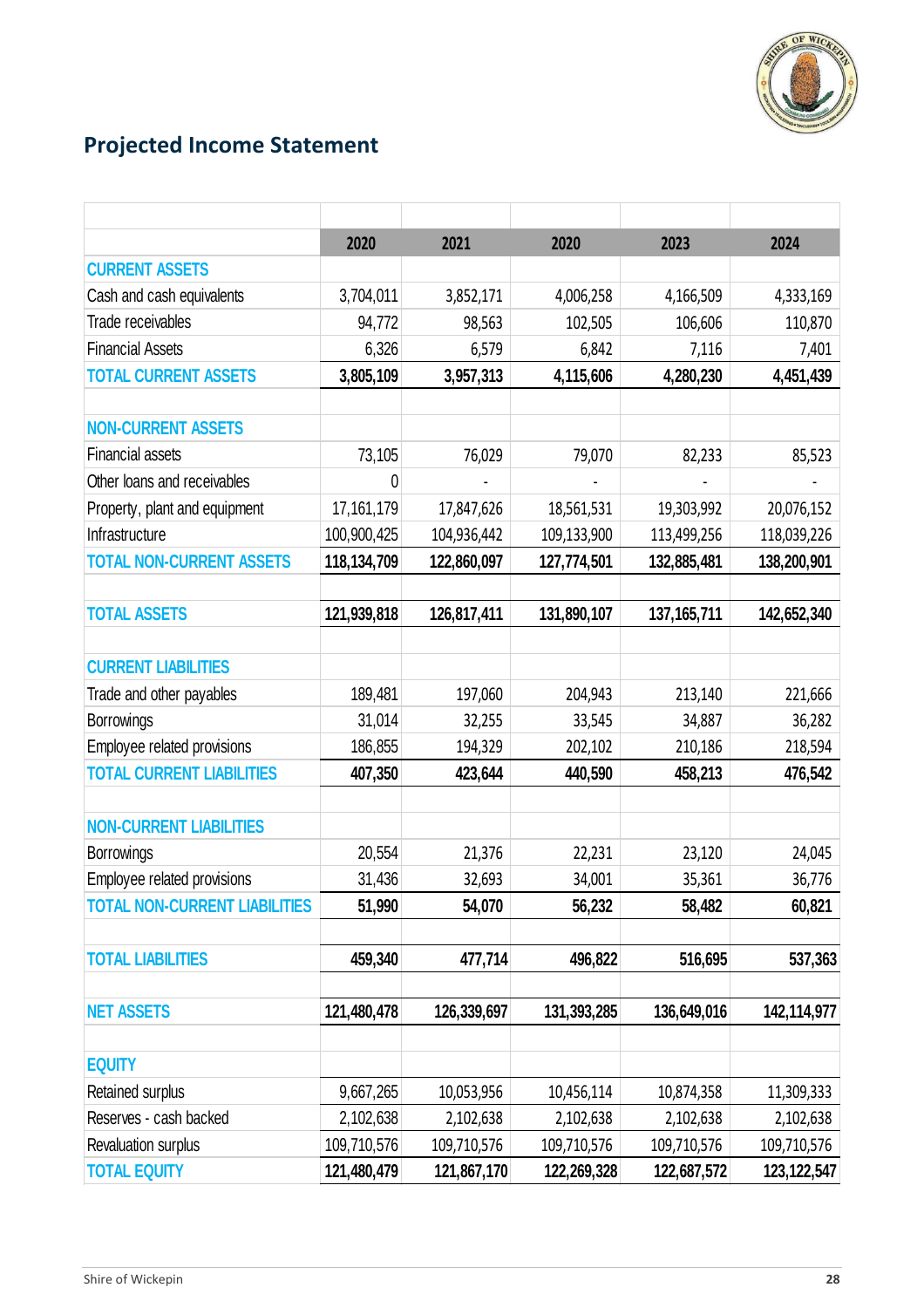## Projected Income Statement

| | 2020 | 2021 | 2020 | 2023 | 2024 |
|---|---|---|---|---|---|
| **CURRENT ASSETS** | | | | | |
| Cash and cash equivalents | 3,704,011 | 3,852,171 | 4,006,258 | 4,166,509 | 4,333,169 |
| Trade receivables | 94,772 | 98,563 | 102,505 | 106,606 | 110,870 |
| Financial Assets | 6,326 | 6,579 | 6,842 | 7,116 | 7,401 |
| **TOTAL CURRENT ASSETS** | **3,805,109** | **3,957,313** | **4,115,606** | **4,280,230** | **4,451,439** |
| | | | | | |
| **NON-CURRENT ASSETS** | | | | | |
| Financial assets | 73,105 | 76,029 | 79,070 | 82,233 | 85,523 |
| Other loans and receivables | 0 | - | - | - | - |
| Property, plant and equipment | 17,161,179 | 17,847,626 | 18,561,531 | 19,303,992 | 20,076,152 |
| Infrastructure | 100,900,425 | 104,936,442 | 109,133,900 | 113,499,256 | 118,039,226 |
| **TOTAL NON-CURRENT ASSETS** | **118,134,709** | **122,860,097** | **127,774,501** | **132,885,481** | **138,200,901** |
| | | | | | |
| **TOTAL ASSETS** | **121,939,818** | **126,817,411** | **131,890,107** | **137,165,711** | **142,652,340** |
| | | | | | |
| **CURRENT LIABILITIES** | | | | | |
| Trade and other payables | 189,481 | 197,060 | 204,943 | 213,140 | 221,666 |
| Borrowings | 31,014 | 32,255 | 33,545 | 34,887 | 36,282 |
| Employee related provisions | 186,855 | 194,329 | 202,102 | 210,186 | 218,594 |
| **TOTAL CURRENT LIABILITIES** | **407,350** | **423,644** | **440,590** | **458,213** | **476,542** |
| | | | | | |
| **NON-CURRENT LIABILITIES** | | | | | |
| Borrowings | 20,554 | 21,376 | 22,231 | 23,120 | 24,045 |
| Employee related provisions | 31,436 | 32,693 | 34,001 | 35,361 | 36,776 |
| **TOTAL NON-CURRENT LIABILITIES** | **51,990** | **54,070** | **56,232** | **58,482** | **60,821** |
| | | | | | |
| **TOTAL LIABILITIES** | **459,340** | **477,714** | **496,822** | **516,695** | **537,363** |
| | | | | | |
| **NET ASSETS** | **121,480,478** | **126,339,697** | **131,393,285** | **136,649,016** | **142,114,977** |
| | | | | | |
| **EQUITY** | | | | | |
| Retained surplus | 9,667,265 | 10,053,956 | 10,456,114 | 10,874,358 | 11,309,333 |
| Reserves - cash backed | 2,102,638 | 2,102,638 | 2,102,638 | 2,102,638 | 2,102,638 |
| Revaluation surplus | 109,710,576 | 109,710,576 | 109,710,576 | 109,710,576 | 109,710,576 |
| **TOTAL EQUITY** | **121,480,479** | **121,867,170** | **122,269,328** | **122,687,572** | **123,122,547** |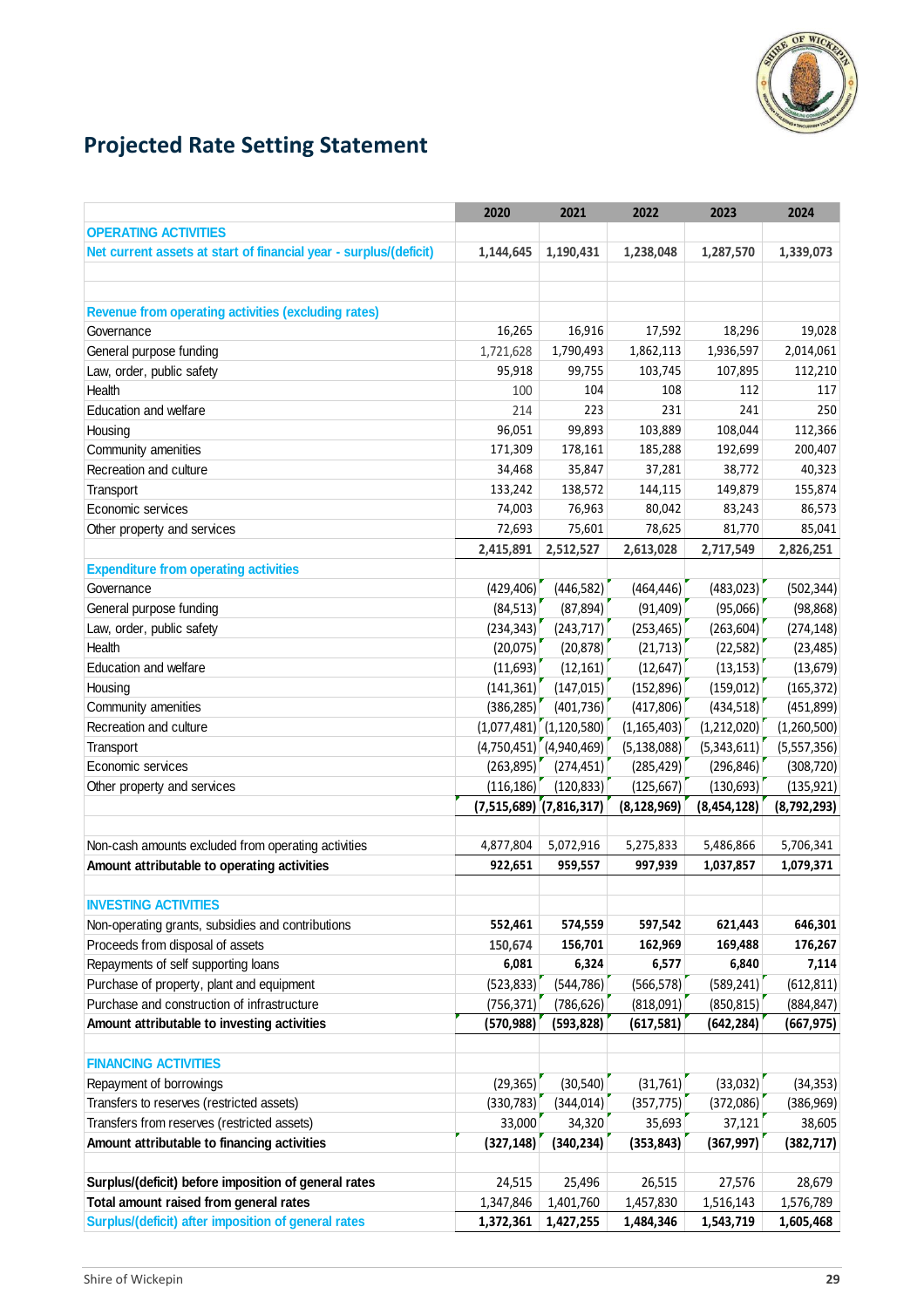# Projected Rate Setting Statement

| | 2020 | 2021 | 2022 | 2023 | 2024 |
|---|---|---|---|---|---|
| **OPERATING ACTIVITIES** | | | | | |
| **Net current assets at start of financial year - surplus/(deficit)** | 1,144,645 | 1,190,431 | 1,238,048 | 1,287,570 | 1,339,073 |
| | | | | | |
| **Revenue from operating activities (excluding rates)** | | | | | |
| Governance | 16,265 | 16,916 | 17,592 | 18,296 | 19,028 |
| General purpose funding | 1,721,628 | 1,790,493 | 1,862,113 | 1,936,597 | 2,014,061 |
| Law, order, public safety | 95,918 | 99,755 | 103,745 | 107,895 | 112,210 |
| Health | 100 | 104 | 108 | 112 | 117 |
| Education and welfare | 214 | 223 | 231 | 241 | 250 |
| Housing | 96,051 | 99,893 | 103,889 | 108,044 | 112,366 |
| Community amenities | 171,309 | 178,161 | 185,288 | 192,699 | 200,407 |
| Recreation and culture | 34,468 | 35,847 | 37,281 | 38,772 | 40,323 |
| Transport | 133,242 | 138,572 | 144,115 | 149,879 | 155,874 |
| Economic services | 74,003 | 76,963 | 80,042 | 83,243 | 86,573 |
| Other property and services | 72,693 | 75,601 | 78,625 | 81,770 | 85,041 |
| | 2,415,891 | 2,512,527 | 2,613,028 | 2,717,549 | 2,826,251 |
| **Expenditure from operating activities** | | | | | |
| Governance | (429,406) | (446,582) | (464,446) | (483,023) | (502,344) |
| General purpose funding | (84,513) | (87,894) | (91,409) | (95,066) | (98,868) |
| Law, order, public safety | (234,343) | (243,717) | (253,465) | (263,604) | (274,148) |
| Health | (20,075) | (20,878) | (21,713) | (22,582) | (23,485) |
| Education and welfare | (11,693) | (12,161) | (12,647) | (13,153) | (13,679) |
| Housing | (141,361) | (147,015) | (152,896) | (159,012) | (165,372) |
| Community amenities | (386,285) | (401,736) | (417,806) | (434,518) | (451,899) |
| Recreation and culture | (1,077,481) | (1,120,580) | (1,165,403) | (1,212,020) | (1,260,500) |
| Transport | (4,750,451) | (4,940,469) | (5,138,088) | (5,343,611) | (5,557,356) |
| Economic services | (263,895) | (274,451) | (285,429) | (296,846) | (308,720) |
| Other property and services | (116,186) | (120,833) | (125,667) | (130,693) | (135,921) |
| | (7,515,689) | (7,816,317) | (8,128,969) | (8,454,128) | (8,792,293) |
| | | | | | |
| Non-cash amounts excluded from operating activities | 4,877,804 | 5,072,916 | 5,275,833 | 5,486,866 | 5,706,341 |
| **Amount attributable to operating activities** | 922,651 | 959,557 | 997,939 | 1,037,857 | 1,079,371 |
| | | | | | |
| **INVESTING ACTIVITIES** | | | | | |
| Non-operating grants, subsidies and contributions | 552,461 | 574,559 | 597,542 | 621,443 | 646,301 |
| Proceeds from disposal of assets | 150,674 | 156,701 | 162,969 | 169,488 | 176,267 |
| Repayments of self supporting loans | 6,081 | 6,324 | 6,577 | 6,840 | 7,114 |
| Purchase of property, plant and equipment | (523,833) | (544,786) | (566,578) | (589,241) | (612,811) |
| Purchase and construction of infrastructure | (756,371) | (786,626) | (818,091) | (850,815) | (884,847) |
| **Amount attributable to investing activities** | (570,988) | (593,828) | (617,581) | (642,284) | (667,975) |
| | | | | | |
| **FINANCING ACTIVITIES** | | | | | |
| Repayment of borrowings | (29,365) | (30,540) | (31,761) | (33,032) | (34,353) |
| Transfers to reserves (restricted assets) | (330,783) | (344,014) | (357,775) | (372,086) | (386,969) |
| Transfers from reserves (restricted assets) | 33,000 | 34,320 | 35,693 | 37,121 | 38,605 |
| **Amount attributable to financing activities** | (327,148) | (340,234) | (353,843) | (367,997) | (382,717) |
| | | | | | |
| **Surplus/(deficit) before imposition of general rates** | 24,515 | 25,496 | 26,515 | 27,576 | 28,679 |
| **Total amount raised from general rates** | 1,347,846 | 1,401,760 | 1,457,830 | 1,516,143 | 1,576,789 |
| **Surplus/(deficit) after imposition of general rates** | 1,372,361 | 1,427,255 | 1,484,346 | 1,543,719 | 1,605,468 |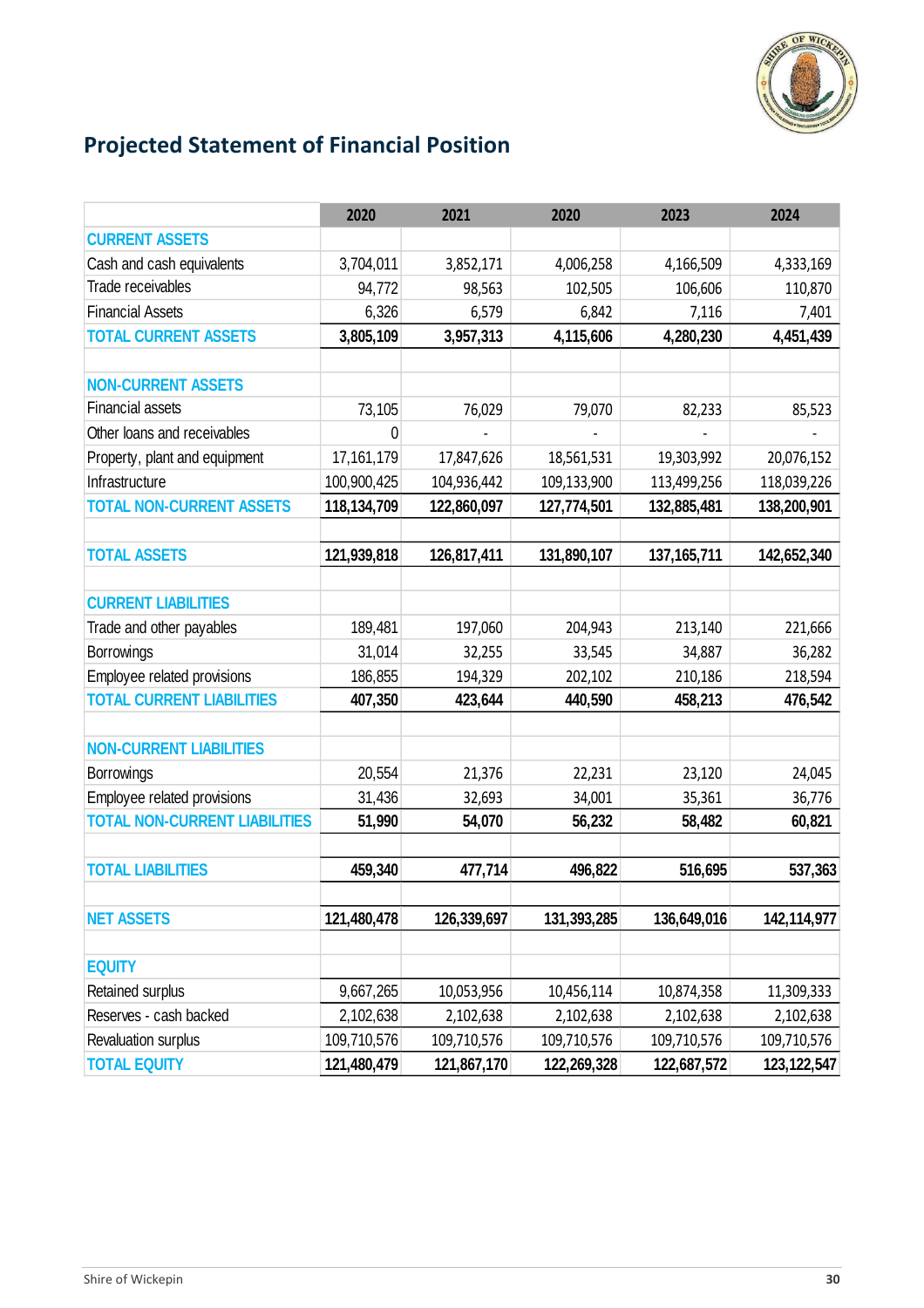## Projected Statement of Financial Position

| | 2020 | 2021 | 2020 | 2023 | 2024 |
|---|---|---|---|---|---|
| CURRENT ASSETS | | | | | |
| Cash and cash equivalents | 3,704,011 | 3,852,171 | 4,006,258 | 4,166,509 | 4,333,169 |
| Trade receivables | 94,772 | 98,563 | 102,505 | 106,606 | 110,870 |
| Financial Assets | 6,326 | 6,579 | 6,842 | 7,116 | 7,401 |
| **TOTAL CURRENT ASSETS** | **3,805,109** | **3,957,313** | **4,115,606** | **4,280,230** | **4,451,439** |
| | | | | | |
| NON-CURRENT ASSETS | | | | | |
| Financial assets | 73,105 | 76,029 | 79,070 | 82,233 | 85,523 |
| Other loans and receivables | 0 | - | - | - | - |
| Property, plant and equipment | 17,161,179 | 17,847,626 | 18,561,531 | 19,303,992 | 20,076,152 |
| Infrastructure | 100,900,425 | 104,936,442 | 109,133,900 | 113,499,256 | 118,039,226 |
| **TOTAL NON-CURRENT ASSETS** | **118,134,709** | **122,860,097** | **127,774,501** | **132,885,481** | **138,200,901** |
| | | | | | |
| **TOTAL ASSETS** | **121,939,818** | **126,817,411** | **131,890,107** | **137,165,711** | **142,652,340** |
| | | | | | |
| CURRENT LIABILITIES | | | | | |
| Trade and other payables | 189,481 | 197,060 | 204,943 | 213,140 | 221,666 |
| Borrowings | 31,014 | 32,255 | 33,545 | 34,887 | 36,282 |
| Employee related provisions | 186,855 | 194,329 | 202,102 | 210,186 | 218,594 |
| **TOTAL CURRENT LIABILITIES** | **407,350** | **423,644** | **440,590** | **458,213** | **476,542** |
| | | | | | |
| NON-CURRENT LIABILITIES | | | | | |
| Borrowings | 20,554 | 21,376 | 22,231 | 23,120 | 24,045 |
| Employee related provisions | 31,436 | 32,693 | 34,001 | 35,361 | 36,776 |
| **TOTAL NON-CURRENT LIABILITIES** | **51,990** | **54,070** | **56,232** | **58,482** | **60,821** |
| | | | | | |
| **TOTAL LIABILITIES** | **459,340** | **477,714** | **496,822** | **516,695** | **537,363** |
| | | | | | |
| **NET ASSETS** | **121,480,478** | **126,339,697** | **131,393,285** | **136,649,016** | **142,114,977** |
| | | | | | |
| EQUITY | | | | | |
| Retained surplus | 9,667,265 | 10,053,956 | 10,456,114 | 10,874,358 | 11,309,333 |
| Reserves - cash backed | 2,102,638 | 2,102,638 | 2,102,638 | 2,102,638 | 2,102,638 |
| Revaluation surplus | 109,710,576 | 109,710,576 | 109,710,576 | 109,710,576 | 109,710,576 |
| **TOTAL EQUITY** | **121,480,479** | **121,867,170** | **122,269,328** | **122,687,572** | **123,122,547** |